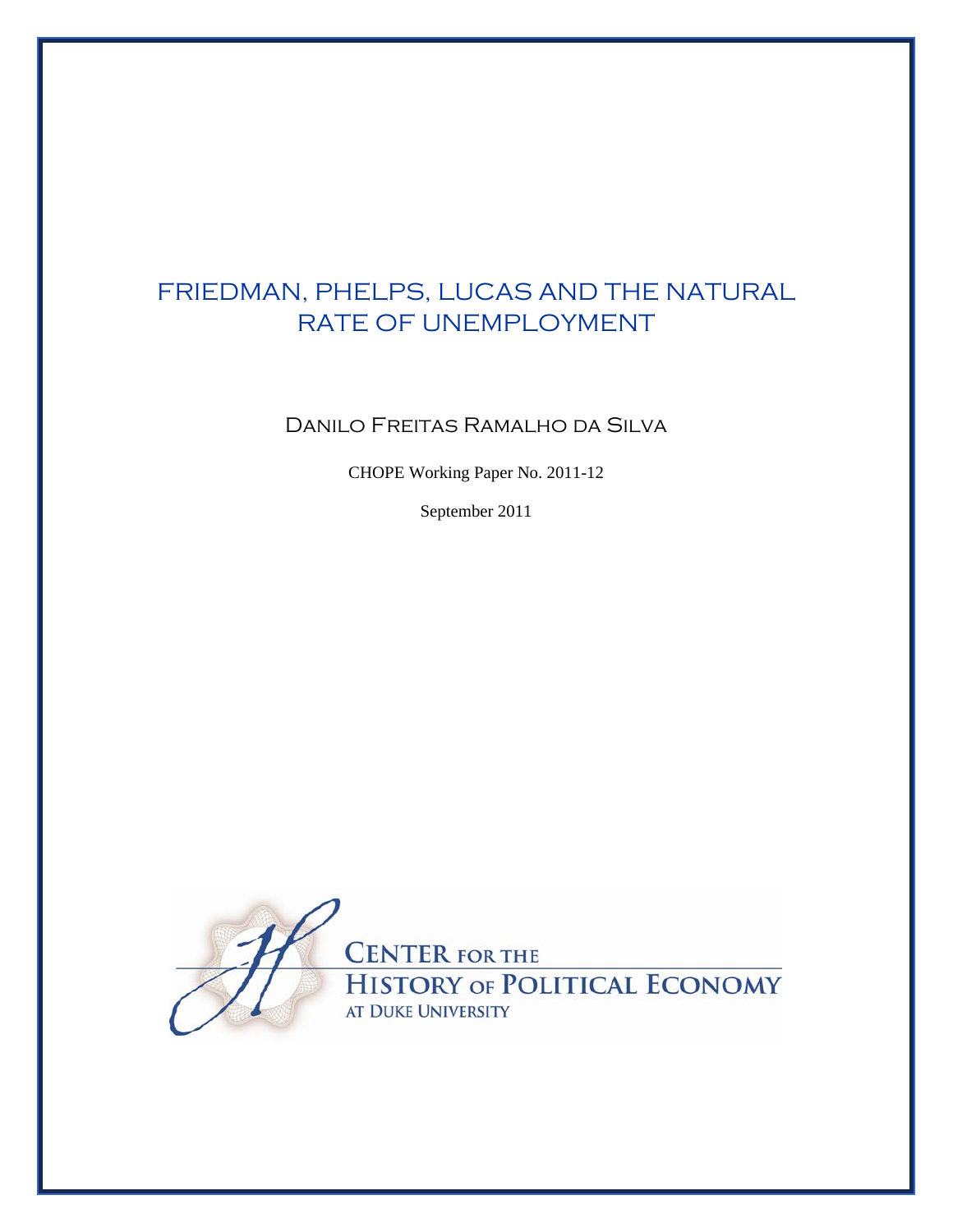# FRIEDMAN, PHELPS, LUCAS AND THE NATURAL RATE OF UNEMPLOYMENT

Danilo Freitas Ramalho da Silva

CHOPE Working Paper No. 2011-12

September 2011

CENTER FOR THE HISTORY OF POLITICAL ECONOMY AT DUKE UNIVERSITY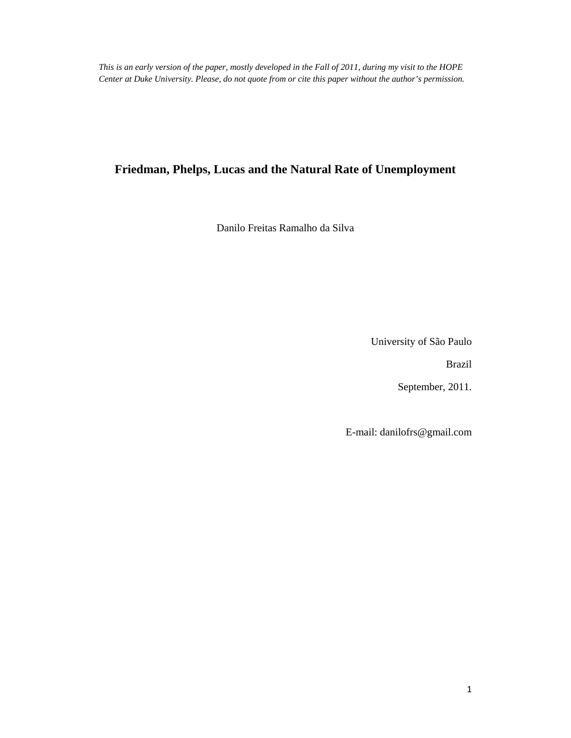*This is an early version of the paper, mostly developed in the Fall of 2011, during my visit to the HOPE Center at Duke University. Please, do not quote from or cite this paper without the author's permission.*

# Friedman, Phelps, Lucas and the Natural Rate of Unemployment

Danilo Freitas Ramalho da Silva

University of São Paulo

Brazil

September, 2011.

E-mail: danilofrs@gmail.com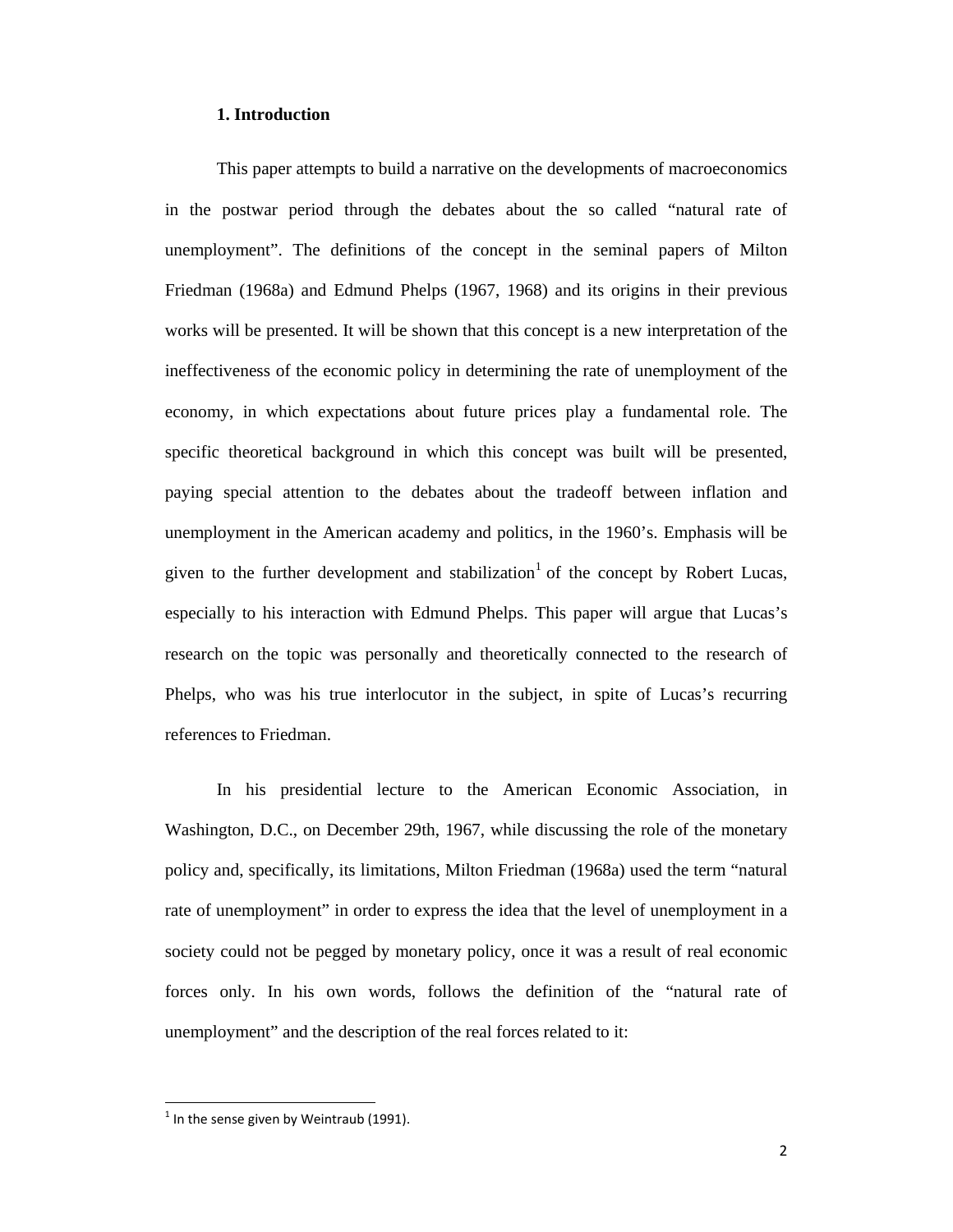## 1. Introduction

This paper attempts to build a narrative on the developments of macroeconomics in the postwar period through the debates about the so called "natural rate of unemployment". The definitions of the concept in the seminal papers of Milton Friedman (1968a) and Edmund Phelps (1967, 1968) and its origins in their previous works will be presented. It will be shown that this concept is a new interpretation of the ineffectiveness of the economic policy in determining the rate of unemployment of the economy, in which expectations about future prices play a fundamental role. The specific theoretical background in which this concept was built will be presented, paying special attention to the debates about the tradeoff between inflation and unemployment in the American academy and politics, in the 1960's. Emphasis will be given to the further development and stabilization[1] of the concept by Robert Lucas, especially to his interaction with Edmund Phelps. This paper will argue that Lucas's research on the topic was personally and theoretically connected to the research of Phelps, who was his true interlocutor in the subject, in spite of Lucas's recurring references to Friedman.

In his presidential lecture to the American Economic Association, in Washington, D.C., on December 29th, 1967, while discussing the role of the monetary policy and, specifically, its limitations, Milton Friedman (1968a) used the term "natural rate of unemployment" in order to express the idea that the level of unemployment in a society could not be pegged by monetary policy, once it was a result of real economic forces only. In his own words, follows the definition of the "natural rate of unemployment" and the description of the real forces related to it:

[1] In the sense given by Weintraub (1991).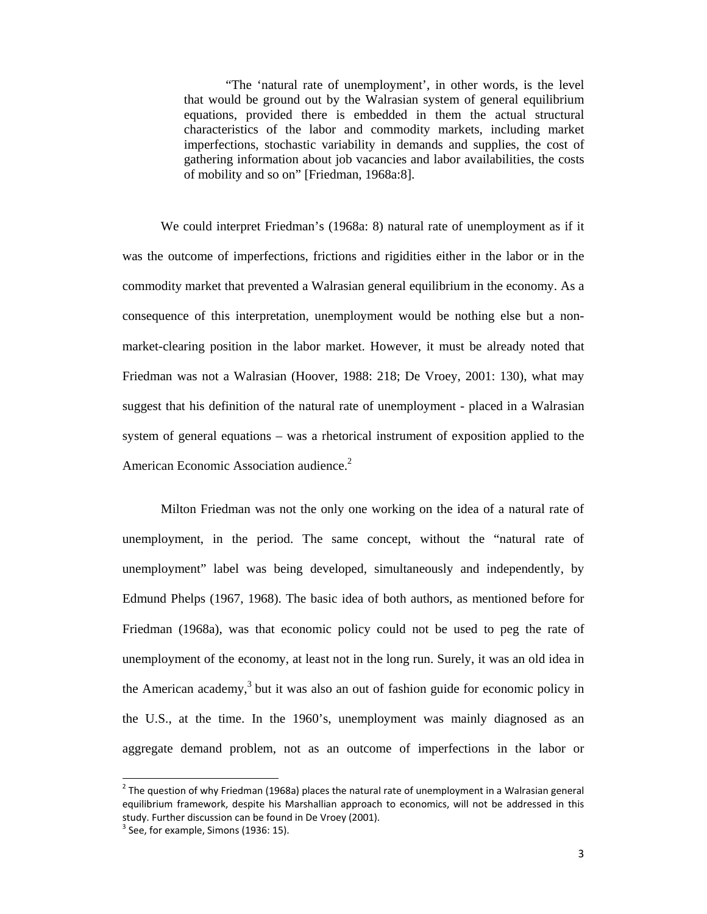> "The 'natural rate of unemployment', in other words, is the level that would be ground out by the Walrasian system of general equilibrium equations, provided there is embedded in them the actual structural characteristics of the labor and commodity markets, including market imperfections, stochastic variability in demands and supplies, the cost of gathering information about job vacancies and labor availabilities, the costs of mobility and so on" [Friedman, 1968a:8].

We could interpret Friedman's (1968a: 8) natural rate of unemployment as if it was the outcome of imperfections, frictions and rigidities either in the labor or in the commodity market that prevented a Walrasian general equilibrium in the economy. As a consequence of this interpretation, unemployment would be nothing else but a non-market-clearing position in the labor market. However, it must be already noted that Friedman was not a Walrasian (Hoover, 1988: 218; De Vroey, 2001: 130), what may suggest that his definition of the natural rate of unemployment - placed in a Walrasian system of general equations – was a rhetorical instrument of exposition applied to the American Economic Association audience.[2]

Milton Friedman was not the only one working on the idea of a natural rate of unemployment, in the period. The same concept, without the "natural rate of unemployment" label was being developed, simultaneously and independently, by Edmund Phelps (1967, 1968). The basic idea of both authors, as mentioned before for Friedman (1968a), was that economic policy could not be used to peg the rate of unemployment of the economy, at least not in the long run. Surely, it was an old idea in the American academy,[3] but it was also an out of fashion guide for economic policy in the U.S., at the time. In the 1960's, unemployment was mainly diagnosed as an aggregate demand problem, not as an outcome of imperfections in the labor or

[2] The question of why Friedman (1968a) places the natural rate of unemployment in a Walrasian general equilibrium framework, despite his Marshallian approach to economics, will not be addressed in this study. Further discussion can be found in De Vroey (2001).

[3] See, for example, Simons (1936: 15).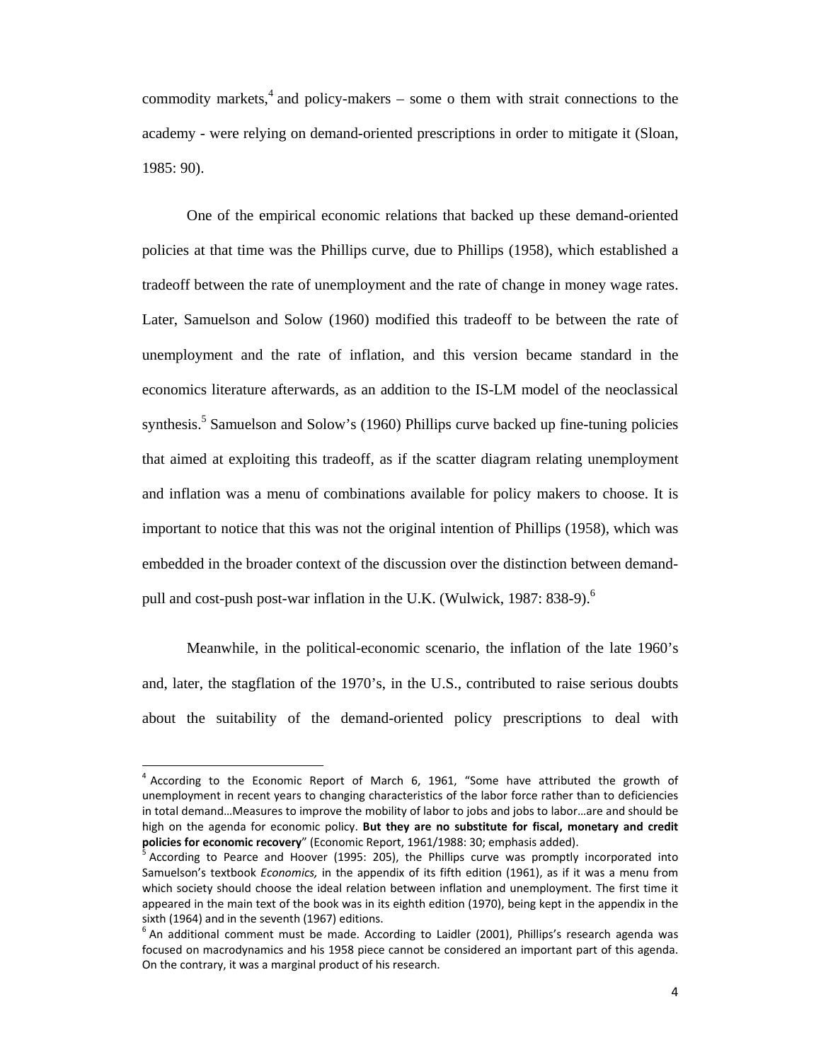commodity markets,[4] and policy-makers – some o them with strait connections to the academy - were relying on demand-oriented prescriptions in order to mitigate it (Sloan, 1985: 90).

One of the empirical economic relations that backed up these demand-oriented policies at that time was the Phillips curve, due to Phillips (1958), which established a tradeoff between the rate of unemployment and the rate of change in money wage rates. Later, Samuelson and Solow (1960) modified this tradeoff to be between the rate of unemployment and the rate of inflation, and this version became standard in the economics literature afterwards, as an addition to the IS-LM model of the neoclassical synthesis.[5] Samuelson and Solow's (1960) Phillips curve backed up fine-tuning policies that aimed at exploiting this tradeoff, as if the scatter diagram relating unemployment and inflation was a menu of combinations available for policy makers to choose. It is important to notice that this was not the original intention of Phillips (1958), which was embedded in the broader context of the discussion over the distinction between demand-pull and cost-push post-war inflation in the U.K. (Wulwick, 1987: 838-9).[6]

Meanwhile, in the political-economic scenario, the inflation of the late 1960's and, later, the stagflation of the 1970's, in the U.S., contributed to raise serious doubts about the suitability of the demand-oriented policy prescriptions to deal with

---

[4] According to the Economic Report of March 6, 1961, "Some have attributed the growth of unemployment in recent years to changing characteristics of the labor force rather than to deficiencies in total demand…Measures to improve the mobility of labor to jobs and jobs to labor…are and should be high on the agenda for economic policy. **But they are no substitute for fiscal, monetary and credit policies for economic recovery**" (Economic Report, 1961/1988: 30; emphasis added).

[5] According to Pearce and Hoover (1995: 205), the Phillips curve was promptly incorporated into Samuelson's textbook *Economics,* in the appendix of its fifth edition (1961), as if it was a menu from which society should choose the ideal relation between inflation and unemployment. The first time it appeared in the main text of the book was in its eighth edition (1970), being kept in the appendix in the sixth (1964) and in the seventh (1967) editions.

[6] An additional comment must be made. According to Laidler (2001), Phillips's research agenda was focused on macrodynamics and his 1958 piece cannot be considered an important part of this agenda. On the contrary, it was a marginal product of his research.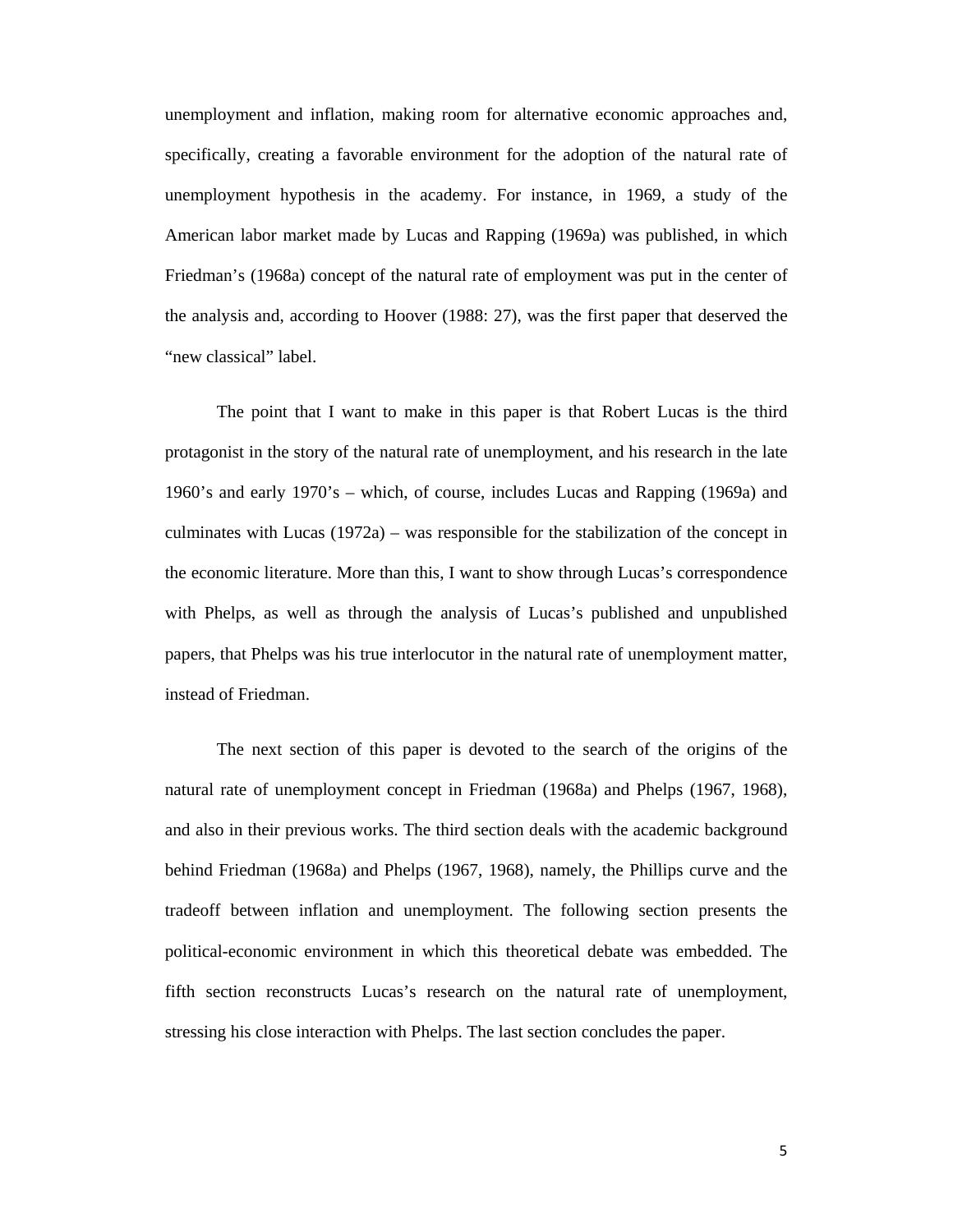unemployment and inflation, making room for alternative economic approaches and, specifically, creating a favorable environment for the adoption of the natural rate of unemployment hypothesis in the academy. For instance, in 1969, a study of the American labor market made by Lucas and Rapping (1969a) was published, in which Friedman's (1968a) concept of the natural rate of employment was put in the center of the analysis and, according to Hoover (1988: 27), was the first paper that deserved the "new classical" label.

The point that I want to make in this paper is that Robert Lucas is the third protagonist in the story of the natural rate of unemployment, and his research in the late 1960's and early 1970's – which, of course, includes Lucas and Rapping (1969a) and culminates with Lucas (1972a) – was responsible for the stabilization of the concept in the economic literature. More than this, I want to show through Lucas's correspondence with Phelps, as well as through the analysis of Lucas's published and unpublished papers, that Phelps was his true interlocutor in the natural rate of unemployment matter, instead of Friedman.

The next section of this paper is devoted to the search of the origins of the natural rate of unemployment concept in Friedman (1968a) and Phelps (1967, 1968), and also in their previous works. The third section deals with the academic background behind Friedman (1968a) and Phelps (1967, 1968), namely, the Phillips curve and the tradeoff between inflation and unemployment. The following section presents the political-economic environment in which this theoretical debate was embedded. The fifth section reconstructs Lucas's research on the natural rate of unemployment, stressing his close interaction with Phelps. The last section concludes the paper.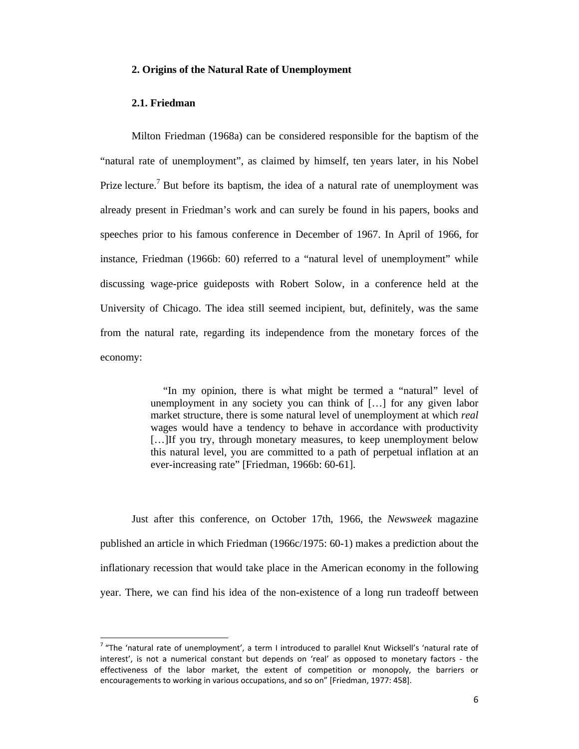## 2. Origins of the Natural Rate of Unemployment

### 2.1. Friedman

Milton Friedman (1968a) can be considered responsible for the baptism of the "natural rate of unemployment", as claimed by himself, ten years later, in his Nobel Prize lecture.[7] But before its baptism, the idea of a natural rate of unemployment was already present in Friedman's work and can surely be found in his papers, books and speeches prior to his famous conference in December of 1967. In April of 1966, for instance, Friedman (1966b: 60) referred to a "natural level of unemployment" while discussing wage-price guideposts with Robert Solow, in a conference held at the University of Chicago. The idea still seemed incipient, but, definitely, was the same from the natural rate, regarding its independence from the monetary forces of the economy:

> "In my opinion, there is what might be termed a "natural" level of unemployment in any society you can think of […] for any given labor market structure, there is some natural level of unemployment at which *real* wages would have a tendency to behave in accordance with productivity […]If you try, through monetary measures, to keep unemployment below this natural level, you are committed to a path of perpetual inflation at an ever-increasing rate" [Friedman, 1966b: 60-61].

Just after this conference, on October 17th, 1966, the *Newsweek* magazine published an article in which Friedman (1966c/1975: 60-1) makes a prediction about the inflationary recession that would take place in the American economy in the following year. There, we can find his idea of the non-existence of a long run tradeoff between

[7] "The 'natural rate of unemployment', a term I introduced to parallel Knut Wicksell's 'natural rate of interest', is not a numerical constant but depends on 'real' as opposed to monetary factors - the effectiveness of the labor market, the extent of competition or monopoly, the barriers or encouragements to working in various occupations, and so on" [Friedman, 1977: 458].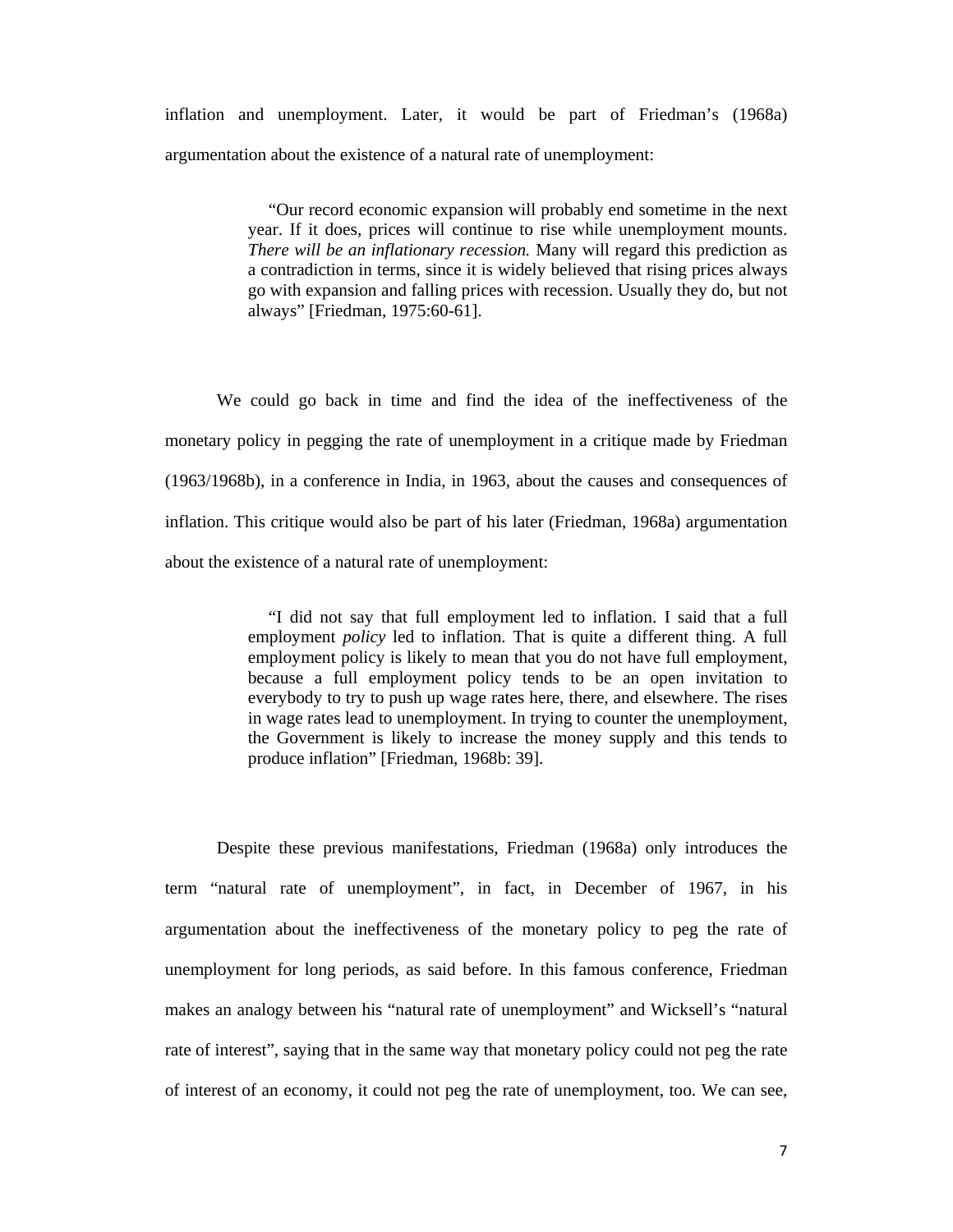inflation and unemployment. Later, it would be part of Friedman's (1968a) argumentation about the existence of a natural rate of unemployment:

> "Our record economic expansion will probably end sometime in the next year. If it does, prices will continue to rise while unemployment mounts. *There will be an inflationary recession.* Many will regard this prediction as a contradiction in terms, since it is widely believed that rising prices always go with expansion and falling prices with recession. Usually they do, but not always" [Friedman, 1975:60-61].

We could go back in time and find the idea of the ineffectiveness of the monetary policy in pegging the rate of unemployment in a critique made by Friedman (1963/1968b), in a conference in India, in 1963, about the causes and consequences of inflation. This critique would also be part of his later (Friedman, 1968a) argumentation about the existence of a natural rate of unemployment:

> "I did not say that full employment led to inflation. I said that a full employment *policy* led to inflation. That is quite a different thing. A full employment policy is likely to mean that you do not have full employment, because a full employment policy tends to be an open invitation to everybody to try to push up wage rates here, there, and elsewhere. The rises in wage rates lead to unemployment. In trying to counter the unemployment, the Government is likely to increase the money supply and this tends to produce inflation" [Friedman, 1968b: 39].

Despite these previous manifestations, Friedman (1968a) only introduces the term "natural rate of unemployment", in fact, in December of 1967, in his argumentation about the ineffectiveness of the monetary policy to peg the rate of unemployment for long periods, as said before. In this famous conference, Friedman makes an analogy between his "natural rate of unemployment" and Wicksell's "natural rate of interest", saying that in the same way that monetary policy could not peg the rate of interest of an economy, it could not peg the rate of unemployment, too. We can see,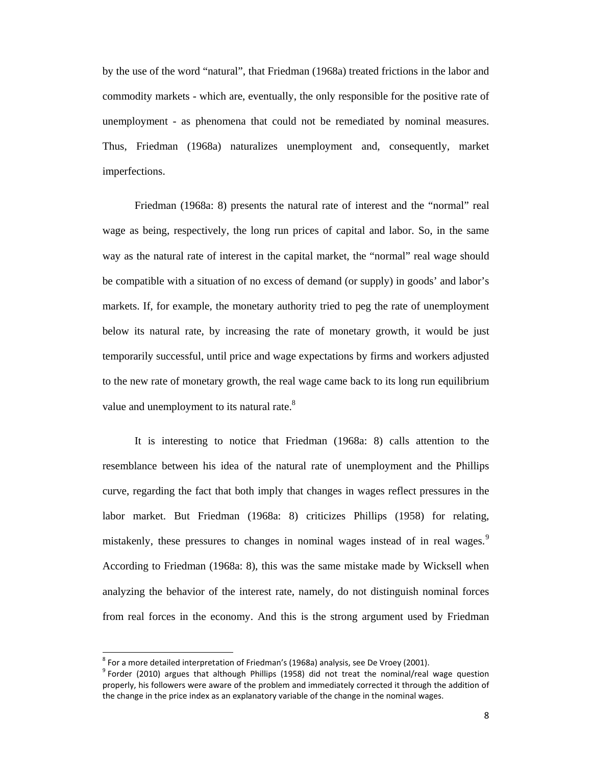by the use of the word "natural", that Friedman (1968a) treated frictions in the labor and commodity markets - which are, eventually, the only responsible for the positive rate of unemployment - as phenomena that could not be remediated by nominal measures. Thus, Friedman (1968a) naturalizes unemployment and, consequently, market imperfections.

Friedman (1968a: 8) presents the natural rate of interest and the "normal" real wage as being, respectively, the long run prices of capital and labor. So, in the same way as the natural rate of interest in the capital market, the "normal" real wage should be compatible with a situation of no excess of demand (or supply) in goods' and labor's markets. If, for example, the monetary authority tried to peg the rate of unemployment below its natural rate, by increasing the rate of monetary growth, it would be just temporarily successful, until price and wage expectations by firms and workers adjusted to the new rate of monetary growth, the real wage came back to its long run equilibrium value and unemployment to its natural rate.[8]

It is interesting to notice that Friedman (1968a: 8) calls attention to the resemblance between his idea of the natural rate of unemployment and the Phillips curve, regarding the fact that both imply that changes in wages reflect pressures in the labor market. But Friedman (1968a: 8) criticizes Phillips (1958) for relating, mistakenly, these pressures to changes in nominal wages instead of in real wages.[9] According to Friedman (1968a: 8), this was the same mistake made by Wicksell when analyzing the behavior of the interest rate, namely, do not distinguish nominal forces from real forces in the economy. And this is the strong argument used by Friedman

[8] For a more detailed interpretation of Friedman's (1968a) analysis, see De Vroey (2001).

[9] Forder (2010) argues that although Phillips (1958) did not treat the nominal/real wage question properly, his followers were aware of the problem and immediately corrected it through the addition of the change in the price index as an explanatory variable of the change in the nominal wages.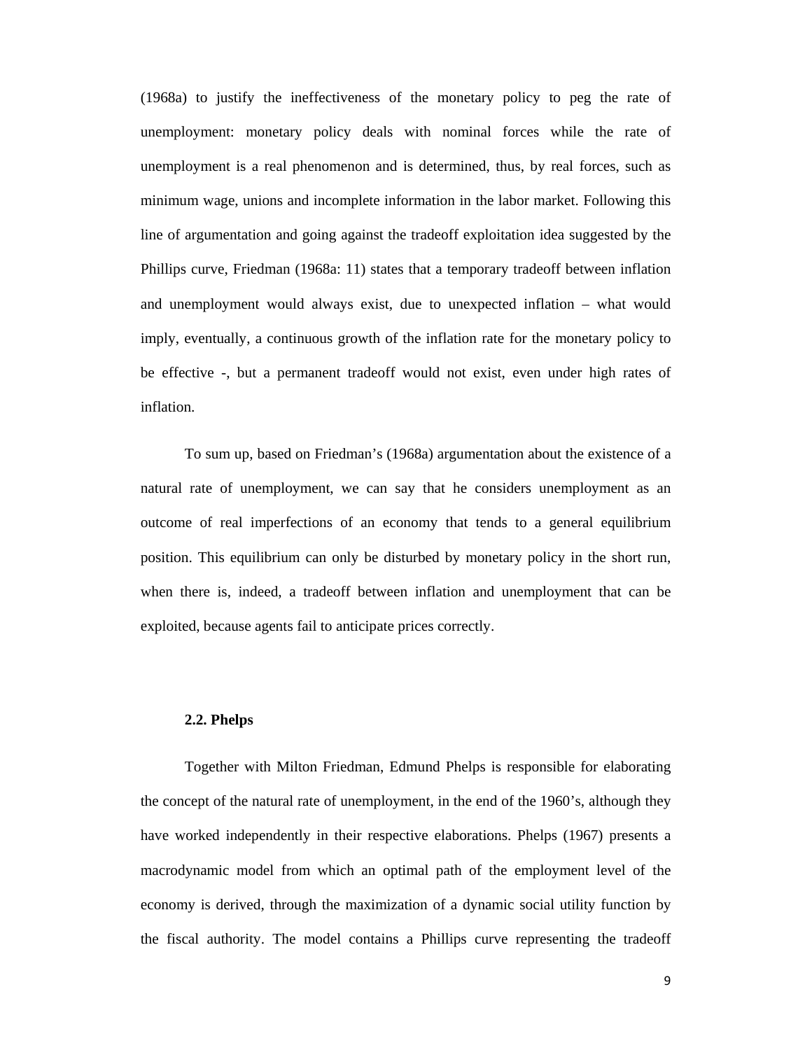(1968a) to justify the ineffectiveness of the monetary policy to peg the rate of unemployment: monetary policy deals with nominal forces while the rate of unemployment is a real phenomenon and is determined, thus, by real forces, such as minimum wage, unions and incomplete information in the labor market. Following this line of argumentation and going against the tradeoff exploitation idea suggested by the Phillips curve, Friedman (1968a: 11) states that a temporary tradeoff between inflation and unemployment would always exist, due to unexpected inflation – what would imply, eventually, a continuous growth of the inflation rate for the monetary policy to be effective -, but a permanent tradeoff would not exist, even under high rates of inflation.

To sum up, based on Friedman's (1968a) argumentation about the existence of a natural rate of unemployment, we can say that he considers unemployment as an outcome of real imperfections of an economy that tends to a general equilibrium position. This equilibrium can only be disturbed by monetary policy in the short run, when there is, indeed, a tradeoff between inflation and unemployment that can be exploited, because agents fail to anticipate prices correctly.

### 2.2. Phelps

Together with Milton Friedman, Edmund Phelps is responsible for elaborating the concept of the natural rate of unemployment, in the end of the 1960's, although they have worked independently in their respective elaborations. Phelps (1967) presents a macrodynamic model from which an optimal path of the employment level of the economy is derived, through the maximization of a dynamic social utility function by the fiscal authority. The model contains a Phillips curve representing the tradeoff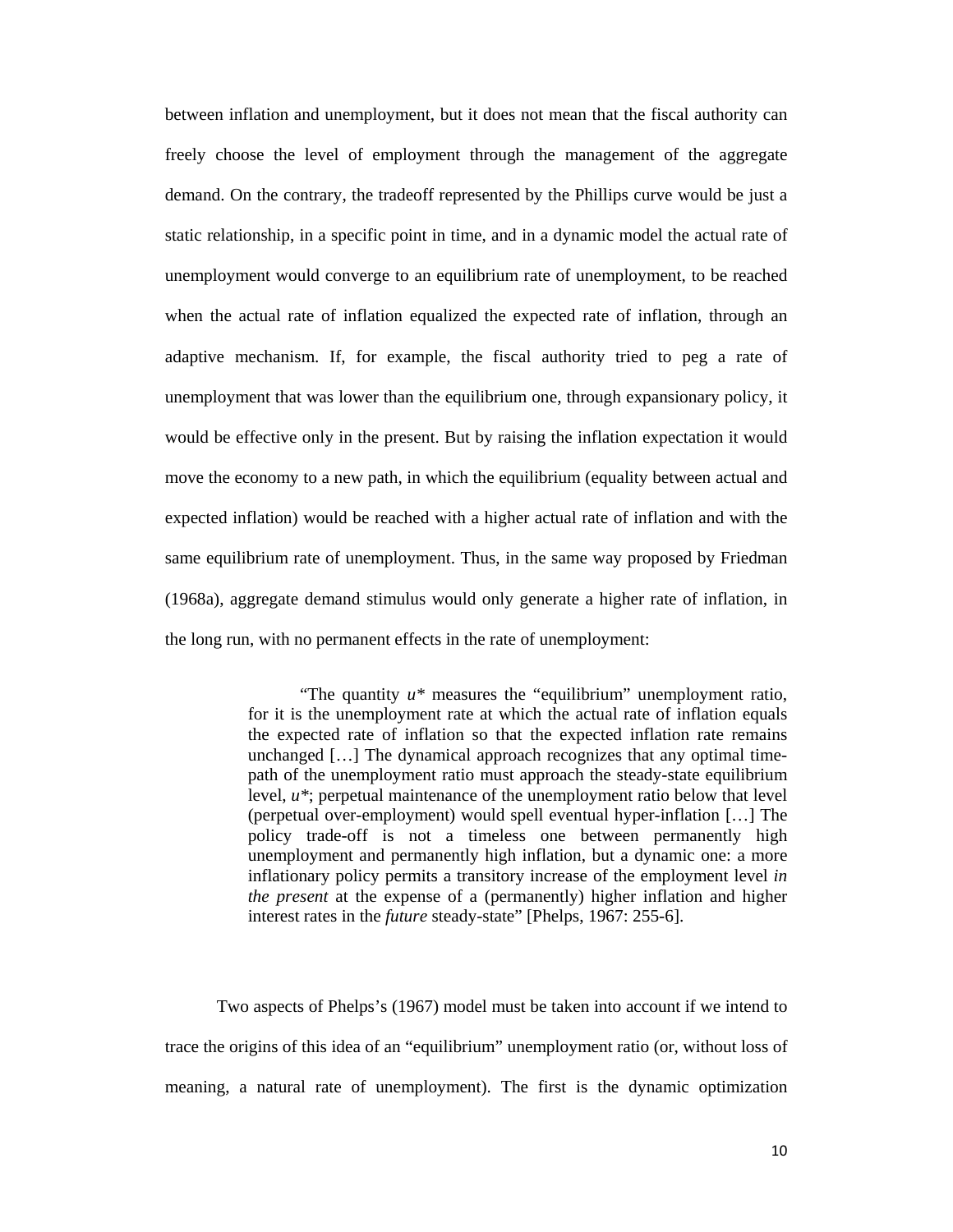between inflation and unemployment, but it does not mean that the fiscal authority can freely choose the level of employment through the management of the aggregate demand. On the contrary, the tradeoff represented by the Phillips curve would be just a static relationship, in a specific point in time, and in a dynamic model the actual rate of unemployment would converge to an equilibrium rate of unemployment, to be reached when the actual rate of inflation equalized the expected rate of inflation, through an adaptive mechanism. If, for example, the fiscal authority tried to peg a rate of unemployment that was lower than the equilibrium one, through expansionary policy, it would be effective only in the present. But by raising the inflation expectation it would move the economy to a new path, in which the equilibrium (equality between actual and expected inflation) would be reached with a higher actual rate of inflation and with the same equilibrium rate of unemployment. Thus, in the same way proposed by Friedman (1968a), aggregate demand stimulus would only generate a higher rate of inflation, in the long run, with no permanent effects in the rate of unemployment:

> "The quantity $u^*$ measures the "equilibrium" unemployment ratio, for it is the unemployment rate at which the actual rate of inflation equals the expected rate of inflation so that the expected inflation rate remains unchanged […] The dynamical approach recognizes that any optimal time-path of the unemployment ratio must approach the steady-state equilibrium level, $u^*$; perpetual maintenance of the unemployment ratio below that level (perpetual over-employment) would spell eventual hyper-inflation […] The policy trade-off is not a timeless one between permanently high unemployment and permanently high inflation, but a dynamic one: a more inflationary policy permits a transitory increase of the employment level *in the present* at the expense of a (permanently) higher inflation and higher interest rates in the *future* steady-state" [Phelps, 1967: 255-6].

Two aspects of Phelps's (1967) model must be taken into account if we intend to trace the origins of this idea of an "equilibrium" unemployment ratio (or, without loss of meaning, a natural rate of unemployment). The first is the dynamic optimization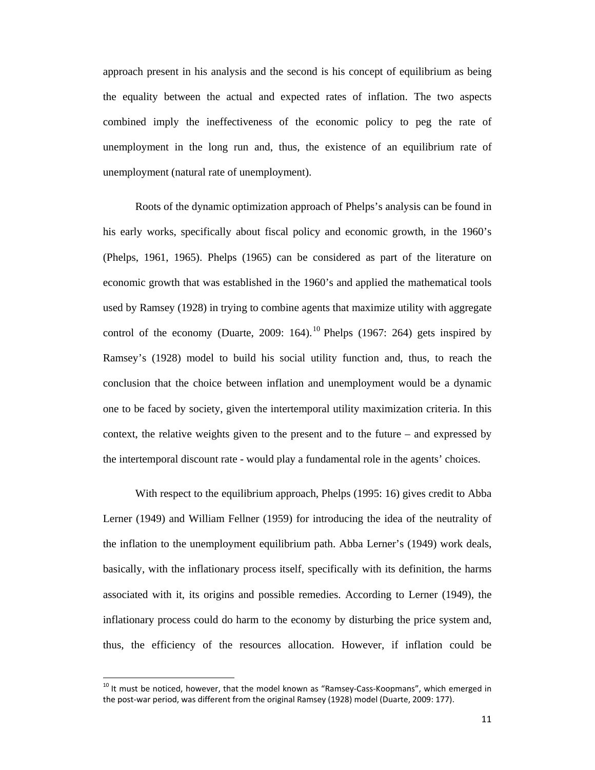approach present in his analysis and the second is his concept of equilibrium as being the equality between the actual and expected rates of inflation. The two aspects combined imply the ineffectiveness of the economic policy to peg the rate of unemployment in the long run and, thus, the existence of an equilibrium rate of unemployment (natural rate of unemployment).

Roots of the dynamic optimization approach of Phelps's analysis can be found in his early works, specifically about fiscal policy and economic growth, in the 1960's (Phelps, 1961, 1965). Phelps (1965) can be considered as part of the literature on economic growth that was established in the 1960's and applied the mathematical tools used by Ramsey (1928) in trying to combine agents that maximize utility with aggregate control of the economy (Duarte, 2009: 164).[10] Phelps (1967: 264) gets inspired by Ramsey's (1928) model to build his social utility function and, thus, to reach the conclusion that the choice between inflation and unemployment would be a dynamic one to be faced by society, given the intertemporal utility maximization criteria. In this context, the relative weights given to the present and to the future – and expressed by the intertemporal discount rate - would play a fundamental role in the agents' choices.

With respect to the equilibrium approach, Phelps (1995: 16) gives credit to Abba Lerner (1949) and William Fellner (1959) for introducing the idea of the neutrality of the inflation to the unemployment equilibrium path. Abba Lerner's (1949) work deals, basically, with the inflationary process itself, specifically with its definition, the harms associated with it, its origins and possible remedies. According to Lerner (1949), the inflationary process could do harm to the economy by disturbing the price system and, thus, the efficiency of the resources allocation. However, if inflation could be

[10] It must be noticed, however, that the model known as "Ramsey-Cass-Koopmans", which emerged in the post-war period, was different from the original Ramsey (1928) model (Duarte, 2009: 177).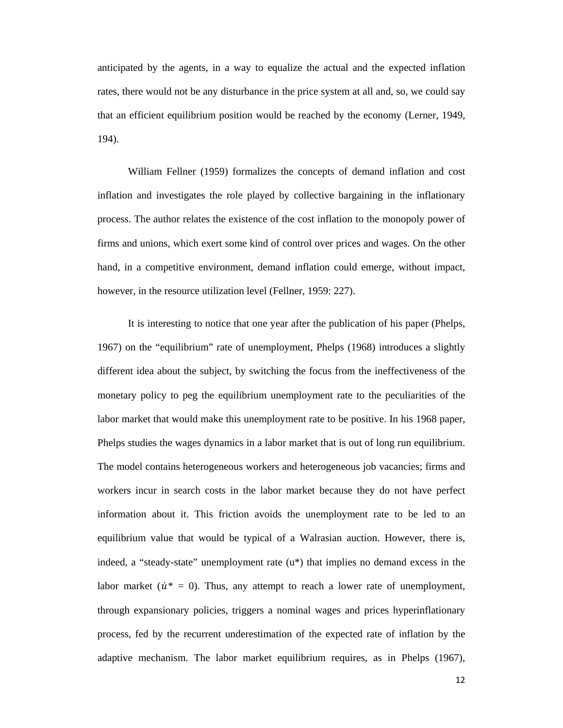anticipated by the agents, in a way to equalize the actual and the expected inflation rates, there would not be any disturbance in the price system at all and, so, we could say that an efficient equilibrium position would be reached by the economy (Lerner, 1949, 194).

William Fellner (1959) formalizes the concepts of demand inflation and cost inflation and investigates the role played by collective bargaining in the inflationary process. The author relates the existence of the cost inflation to the monopoly power of firms and unions, which exert some kind of control over prices and wages. On the other hand, in a competitive environment, demand inflation could emerge, without impact, however, in the resource utilization level (Fellner, 1959: 227).

It is interesting to notice that one year after the publication of his paper (Phelps, 1967) on the "equilibrium" rate of unemployment, Phelps (1968) introduces a slightly different idea about the subject, by switching the focus from the ineffectiveness of the monetary policy to peg the equilibrium unemployment rate to the peculiarities of the labor market that would make this unemployment rate to be positive. In his 1968 paper, Phelps studies the wages dynamics in a labor market that is out of long run equilibrium. The model contains heterogeneous workers and heterogeneous job vacancies; firms and workers incur in search costs in the labor market because they do not have perfect information about it. This friction avoids the unemployment rate to be led to an equilibrium value that would be typical of a Walrasian auction. However, there is, indeed, a "steady-state" unemployment rate (u*) that implies no demand excess in the labor market ($\dot{u}* = 0$). Thus, any attempt to reach a lower rate of unemployment, through expansionary policies, triggers a nominal wages and prices hyperinflationary process, fed by the recurrent underestimation of the expected rate of inflation by the adaptive mechanism. The labor market equilibrium requires, as in Phelps (1967),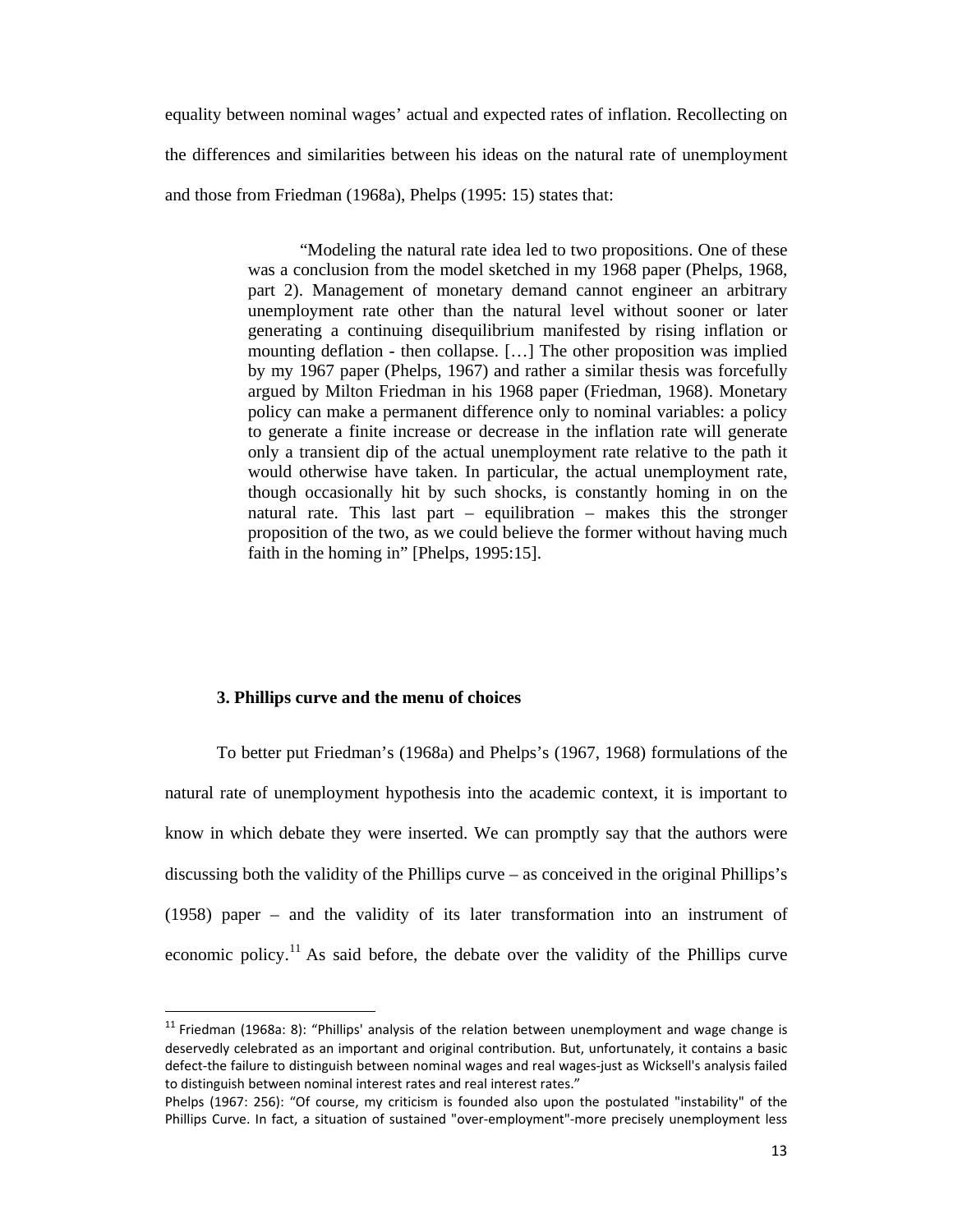equality between nominal wages' actual and expected rates of inflation. Recollecting on the differences and similarities between his ideas on the natural rate of unemployment and those from Friedman (1968a), Phelps (1995: 15) states that:

> "Modeling the natural rate idea led to two propositions. One of these was a conclusion from the model sketched in my 1968 paper (Phelps, 1968, part 2). Management of monetary demand cannot engineer an arbitrary unemployment rate other than the natural level without sooner or later generating a continuing disequilibrium manifested by rising inflation or mounting deflation - then collapse. […] The other proposition was implied by my 1967 paper (Phelps, 1967) and rather a similar thesis was forcefully argued by Milton Friedman in his 1968 paper (Friedman, 1968). Monetary policy can make a permanent difference only to nominal variables: a policy to generate a finite increase or decrease in the inflation rate will generate only a transient dip of the actual unemployment rate relative to the path it would otherwise have taken. In particular, the actual unemployment rate, though occasionally hit by such shocks, is constantly homing in on the natural rate. This last part – equilibration – makes this the stronger proposition of the two, as we could believe the former without having much faith in the homing in" [Phelps, 1995:15].

### 3. Phillips curve and the menu of choices

To better put Friedman's (1968a) and Phelps's (1967, 1968) formulations of the natural rate of unemployment hypothesis into the academic context, it is important to know in which debate they were inserted. We can promptly say that the authors were discussing both the validity of the Phillips curve – as conceived in the original Phillips's (1958) paper – and the validity of its later transformation into an instrument of economic policy.[11] As said before, the debate over the validity of the Phillips curve

---

[11] Friedman (1968a: 8): "Phillips' analysis of the relation between unemployment and wage change is deservedly celebrated as an important and original contribution. But, unfortunately, it contains a basic defect-the failure to distinguish between nominal wages and real wages-just as Wicksell's analysis failed to distinguish between nominal interest rates and real interest rates."

Phelps (1967: 256): "Of course, my criticism is founded also upon the postulated "instability" of the Phillips Curve. In fact, a situation of sustained "over-employment"-more precisely unemployment less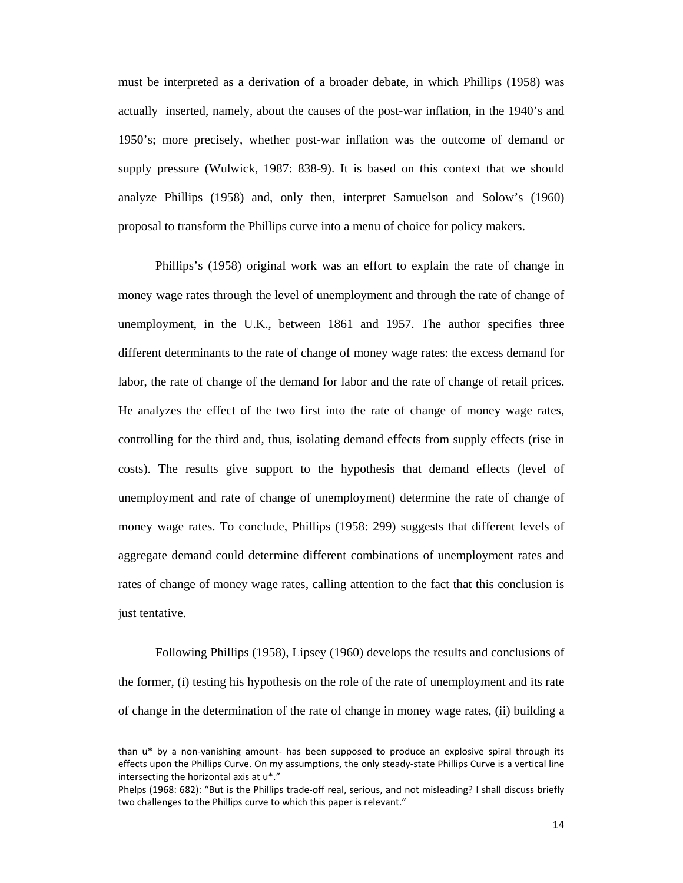must be interpreted as a derivation of a broader debate, in which Phillips (1958) was actually inserted, namely, about the causes of the post-war inflation, in the 1940's and 1950's; more precisely, whether post-war inflation was the outcome of demand or supply pressure (Wulwick, 1987: 838-9). It is based on this context that we should analyze Phillips (1958) and, only then, interpret Samuelson and Solow's (1960) proposal to transform the Phillips curve into a menu of choice for policy makers.

Phillips's (1958) original work was an effort to explain the rate of change in money wage rates through the level of unemployment and through the rate of change of unemployment, in the U.K., between 1861 and 1957. The author specifies three different determinants to the rate of change of money wage rates: the excess demand for labor, the rate of change of the demand for labor and the rate of change of retail prices. He analyzes the effect of the two first into the rate of change of money wage rates, controlling for the third and, thus, isolating demand effects from supply effects (rise in costs). The results give support to the hypothesis that demand effects (level of unemployment and rate of change of unemployment) determine the rate of change of money wage rates. To conclude, Phillips (1958: 299) suggests that different levels of aggregate demand could determine different combinations of unemployment rates and rates of change of money wage rates, calling attention to the fact that this conclusion is just tentative.

Following Phillips (1958), Lipsey (1960) develops the results and conclusions of the former, (i) testing his hypothesis on the role of the rate of unemployment and its rate of change in the determination of the rate of change in money wage rates, (ii) building a

---

than u* by a non-vanishing amount- has been supposed to produce an explosive spiral through its effects upon the Phillips Curve. On my assumptions, the only steady-state Phillips Curve is a vertical line intersecting the horizontal axis at u*."

Phelps (1968: 682): "But is the Phillips trade-off real, serious, and not misleading? I shall discuss briefly two challenges to the Phillips curve to which this paper is relevant."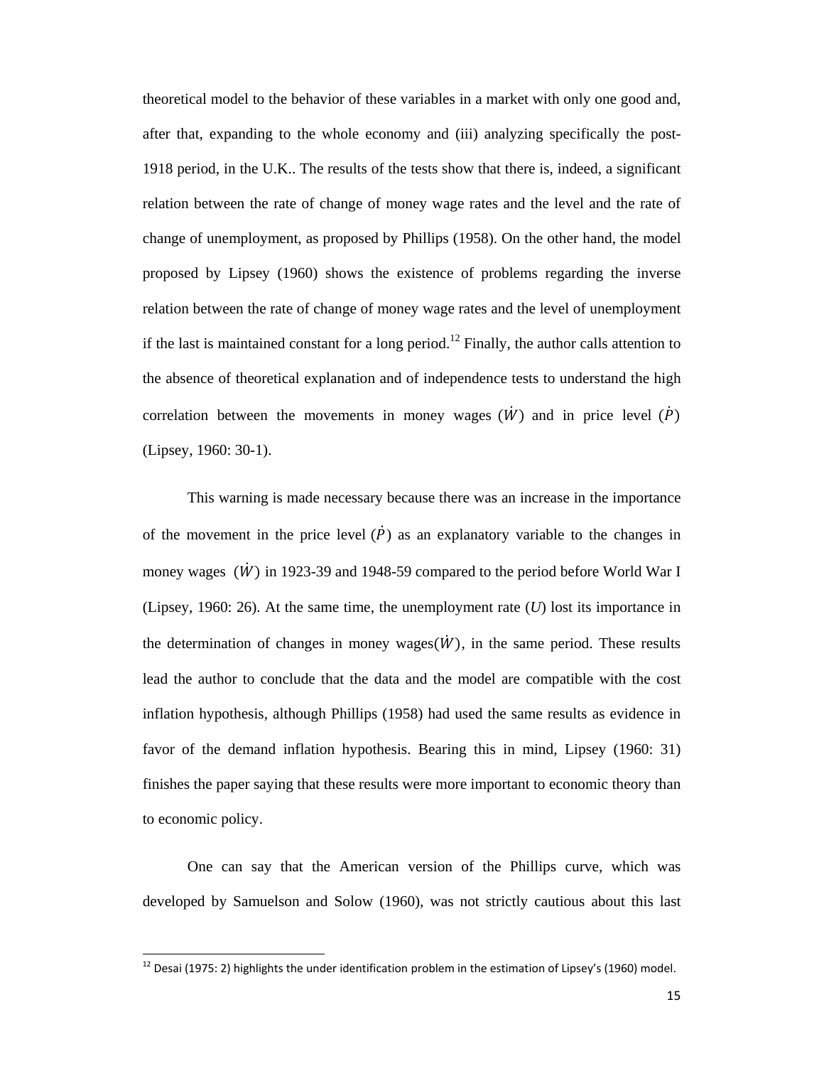theoretical model to the behavior of these variables in a market with only one good and, after that, expanding to the whole economy and (iii) analyzing specifically the post-1918 period, in the U.K.. The results of the tests show that there is, indeed, a significant relation between the rate of change of money wage rates and the level and the rate of change of unemployment, as proposed by Phillips (1958). On the other hand, the model proposed by Lipsey (1960) shows the existence of problems regarding the inverse relation between the rate of change of money wage rates and the level of unemployment if the last is maintained constant for a long period.[12] Finally, the author calls attention to the absence of theoretical explanation and of independence tests to understand the high correlation between the movements in money wages ($\dot{W}$) and in price level ($\dot{P}$) (Lipsey, 1960: 30-1).

This warning is made necessary because there was an increase in the importance of the movement in the price level ($\dot{P}$) as an explanatory variable to the changes in money wages ($\dot{W}$) in 1923-39 and 1948-59 compared to the period before World War I (Lipsey, 1960: 26). At the same time, the unemployment rate ($U$) lost its importance in the determination of changes in money wages($\dot{W}$), in the same period. These results lead the author to conclude that the data and the model are compatible with the cost inflation hypothesis, although Phillips (1958) had used the same results as evidence in favor of the demand inflation hypothesis. Bearing this in mind, Lipsey (1960: 31) finishes the paper saying that these results were more important to economic theory than to economic policy.

One can say that the American version of the Phillips curve, which was developed by Samuelson and Solow (1960), was not strictly cautious about this last

[12] Desai (1975: 2) highlights the under identification problem in the estimation of Lipsey's (1960) model.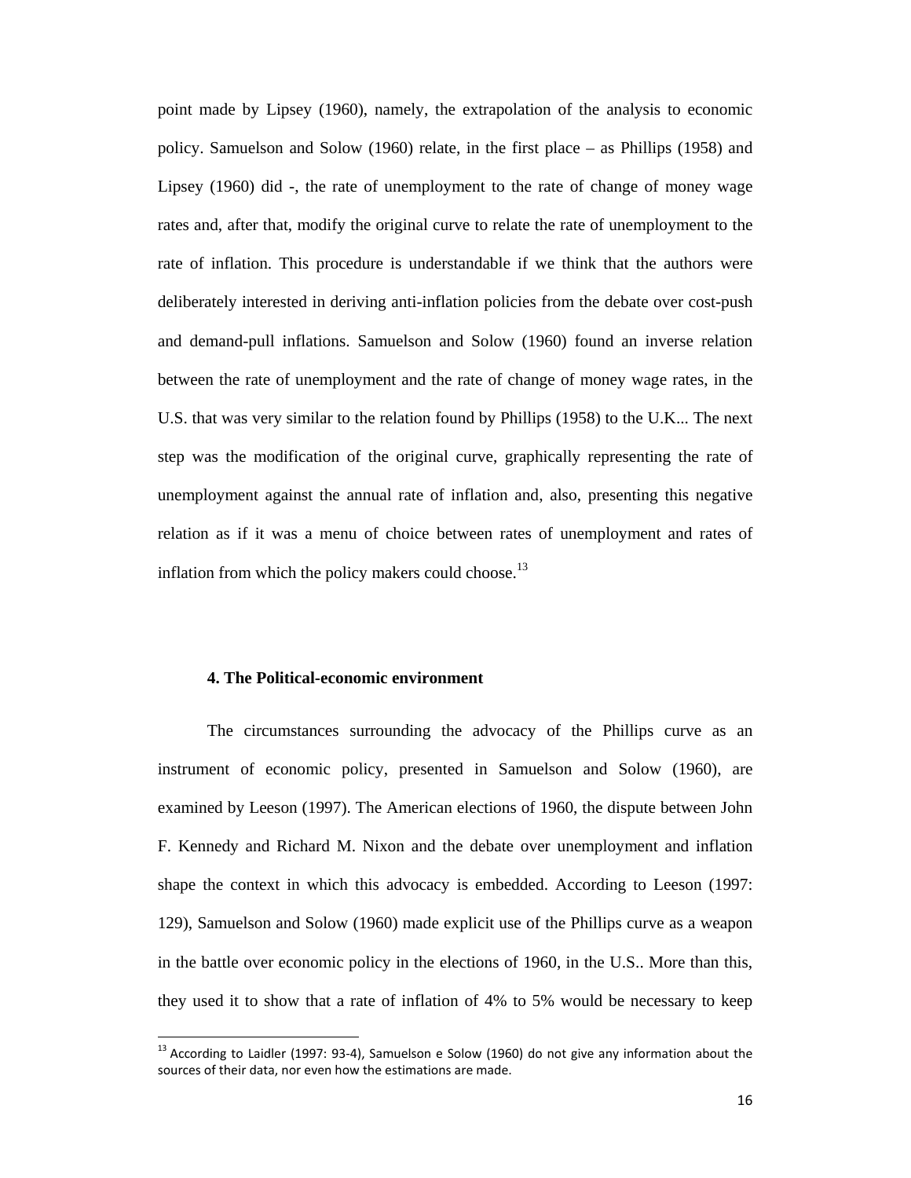point made by Lipsey (1960), namely, the extrapolation of the analysis to economic policy. Samuelson and Solow (1960) relate, in the first place – as Phillips (1958) and Lipsey (1960) did -, the rate of unemployment to the rate of change of money wage rates and, after that, modify the original curve to relate the rate of unemployment to the rate of inflation. This procedure is understandable if we think that the authors were deliberately interested in deriving anti-inflation policies from the debate over cost-push and demand-pull inflations. Samuelson and Solow (1960) found an inverse relation between the rate of unemployment and the rate of change of money wage rates, in the U.S. that was very similar to the relation found by Phillips (1958) to the U.K... The next step was the modification of the original curve, graphically representing the rate of unemployment against the annual rate of inflation and, also, presenting this negative relation as if it was a menu of choice between rates of unemployment and rates of inflation from which the policy makers could choose.[13]

### 4. The Political-economic environment

The circumstances surrounding the advocacy of the Phillips curve as an instrument of economic policy, presented in Samuelson and Solow (1960), are examined by Leeson (1997). The American elections of 1960, the dispute between John F. Kennedy and Richard M. Nixon and the debate over unemployment and inflation shape the context in which this advocacy is embedded. According to Leeson (1997: 129), Samuelson and Solow (1960) made explicit use of the Phillips curve as a weapon in the battle over economic policy in the elections of 1960, in the U.S.. More than this, they used it to show that a rate of inflation of 4% to 5% would be necessary to keep

[13] According to Laidler (1997: 93-4), Samuelson e Solow (1960) do not give any information about the sources of their data, nor even how the estimations are made.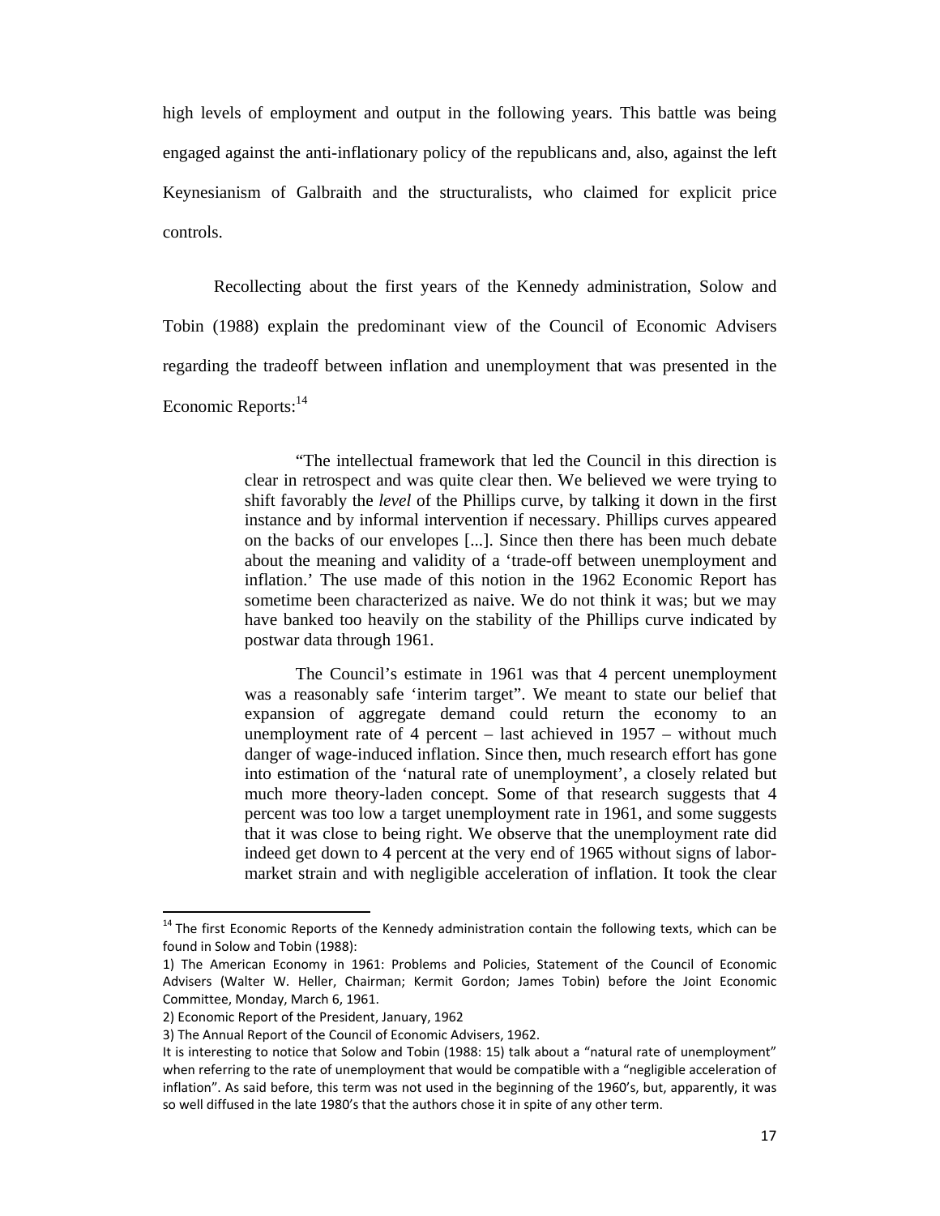high levels of employment and output in the following years. This battle was being engaged against the anti-inflationary policy of the republicans and, also, against the left Keynesianism of Galbraith and the structuralists, who claimed for explicit price controls.

Recollecting about the first years of the Kennedy administration, Solow and Tobin (1988) explain the predominant view of the Council of Economic Advisers regarding the tradeoff between inflation and unemployment that was presented in the Economic Reports:[14]

> "The intellectual framework that led the Council in this direction is clear in retrospect and was quite clear then. We believed we were trying to shift favorably the *level* of the Phillips curve, by talking it down in the first instance and by informal intervention if necessary. Phillips curves appeared on the backs of our envelopes [...]. Since then there has been much debate about the meaning and validity of a 'trade-off between unemployment and inflation.' The use made of this notion in the 1962 Economic Report has sometime been characterized as naive. We do not think it was; but we may have banked too heavily on the stability of the Phillips curve indicated by postwar data through 1961.
>
> The Council's estimate in 1961 was that 4 percent unemployment was a reasonably safe 'interim target". We meant to state our belief that expansion of aggregate demand could return the economy to an unemployment rate of 4 percent – last achieved in 1957 – without much danger of wage-induced inflation. Since then, much research effort has gone into estimation of the 'natural rate of unemployment', a closely related but much more theory-laden concept. Some of that research suggests that 4 percent was too low a target unemployment rate in 1961, and some suggests that it was close to being right. We observe that the unemployment rate did indeed get down to 4 percent at the very end of 1965 without signs of labor-market strain and with negligible acceleration of inflation. It took the clear

[14] The first Economic Reports of the Kennedy administration contain the following texts, which can be found in Solow and Tobin (1988):

1) The American Economy in 1961: Problems and Policies, Statement of the Council of Economic Advisers (Walter W. Heller, Chairman; Kermit Gordon; James Tobin) before the Joint Economic Committee, Monday, March 6, 1961.

2) Economic Report of the President, January, 1962

3) The Annual Report of the Council of Economic Advisers, 1962.

It is interesting to notice that Solow and Tobin (1988: 15) talk about a "natural rate of unemployment" when referring to the rate of unemployment that would be compatible with a "negligible acceleration of inflation". As said before, this term was not used in the beginning of the 1960's, but, apparently, it was so well diffused in the late 1980's that the authors chose it in spite of any other term.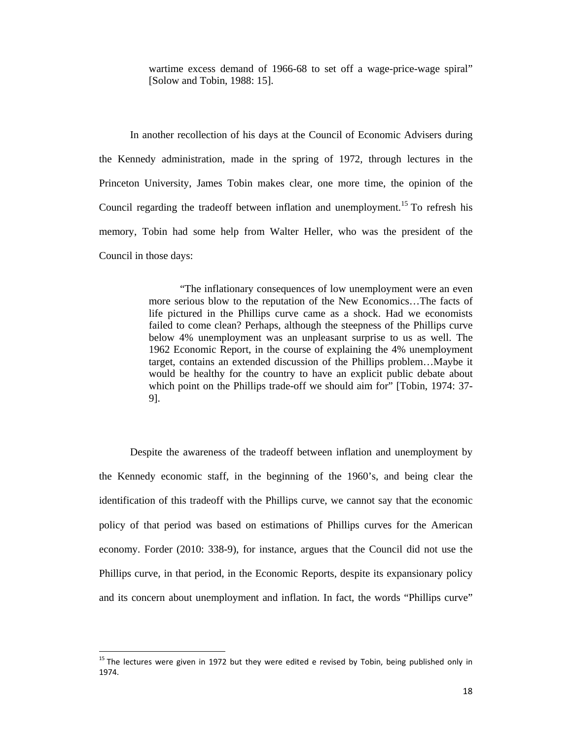> wartime excess demand of 1966-68 to set off a wage-price-wage spiral" [Solow and Tobin, 1988: 15].

In another recollection of his days at the Council of Economic Advisers during the Kennedy administration, made in the spring of 1972, through lectures in the Princeton University, James Tobin makes clear, one more time, the opinion of the Council regarding the tradeoff between inflation and unemployment.[15] To refresh his memory, Tobin had some help from Walter Heller, who was the president of the Council in those days:

> "The inflationary consequences of low unemployment were an even more serious blow to the reputation of the New Economics…The facts of life pictured in the Phillips curve came as a shock. Had we economists failed to come clean? Perhaps, although the steepness of the Phillips curve below 4% unemployment was an unpleasant surprise to us as well. The 1962 Economic Report, in the course of explaining the 4% unemployment target, contains an extended discussion of the Phillips problem…Maybe it would be healthy for the country to have an explicit public debate about which point on the Phillips trade-off we should aim for" [Tobin, 1974: 37-9].

Despite the awareness of the tradeoff between inflation and unemployment by the Kennedy economic staff, in the beginning of the 1960's, and being clear the identification of this tradeoff with the Phillips curve, we cannot say that the economic policy of that period was based on estimations of Phillips curves for the American economy. Forder (2010: 338-9), for instance, argues that the Council did not use the Phillips curve, in that period, in the Economic Reports, despite its expansionary policy and its concern about unemployment and inflation. In fact, the words "Phillips curve"

[15] The lectures were given in 1972 but they were edited e revised by Tobin, being published only in 1974.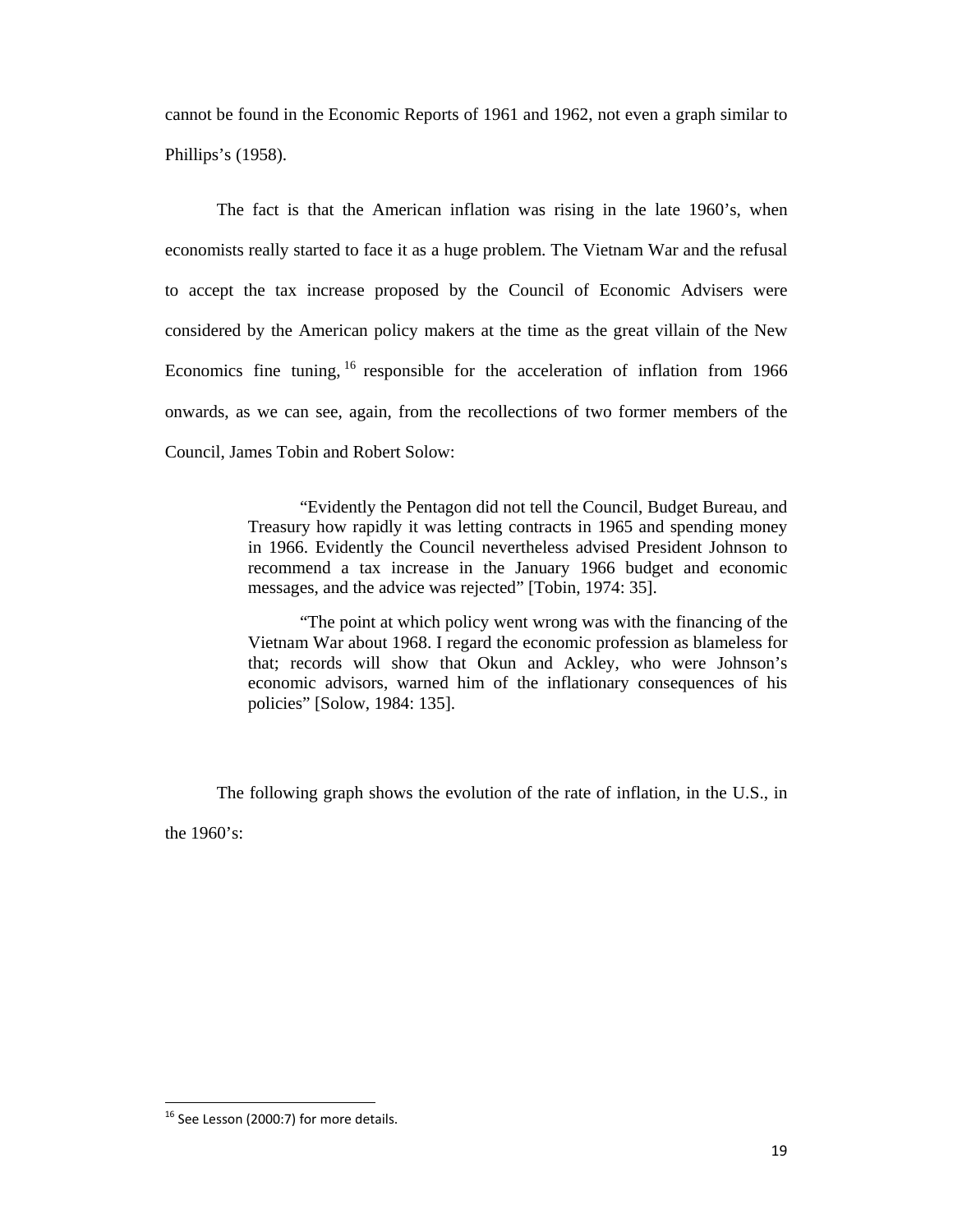cannot be found in the Economic Reports of 1961 and 1962, not even a graph similar to Phillips's (1958).

The fact is that the American inflation was rising in the late 1960's, when economists really started to face it as a huge problem. The Vietnam War and the refusal to accept the tax increase proposed by the Council of Economic Advisers were considered by the American policy makers at the time as the great villain of the New Economics fine tuning,[16] responsible for the acceleration of inflation from 1966 onwards, as we can see, again, from the recollections of two former members of the Council, James Tobin and Robert Solow:

> "Evidently the Pentagon did not tell the Council, Budget Bureau, and Treasury how rapidly it was letting contracts in 1965 and spending money in 1966. Evidently the Council nevertheless advised President Johnson to recommend a tax increase in the January 1966 budget and economic messages, and the advice was rejected" [Tobin, 1974: 35].

> "The point at which policy went wrong was with the financing of the Vietnam War about 1968. I regard the economic profession as blameless for that; records will show that Okun and Ackley, who were Johnson's economic advisors, warned him of the inflationary consequences of his policies" [Solow, 1984: 135].

The following graph shows the evolution of the rate of inflation, in the U.S., in the 1960's:

[16] See Lesson (2000:7) for more details.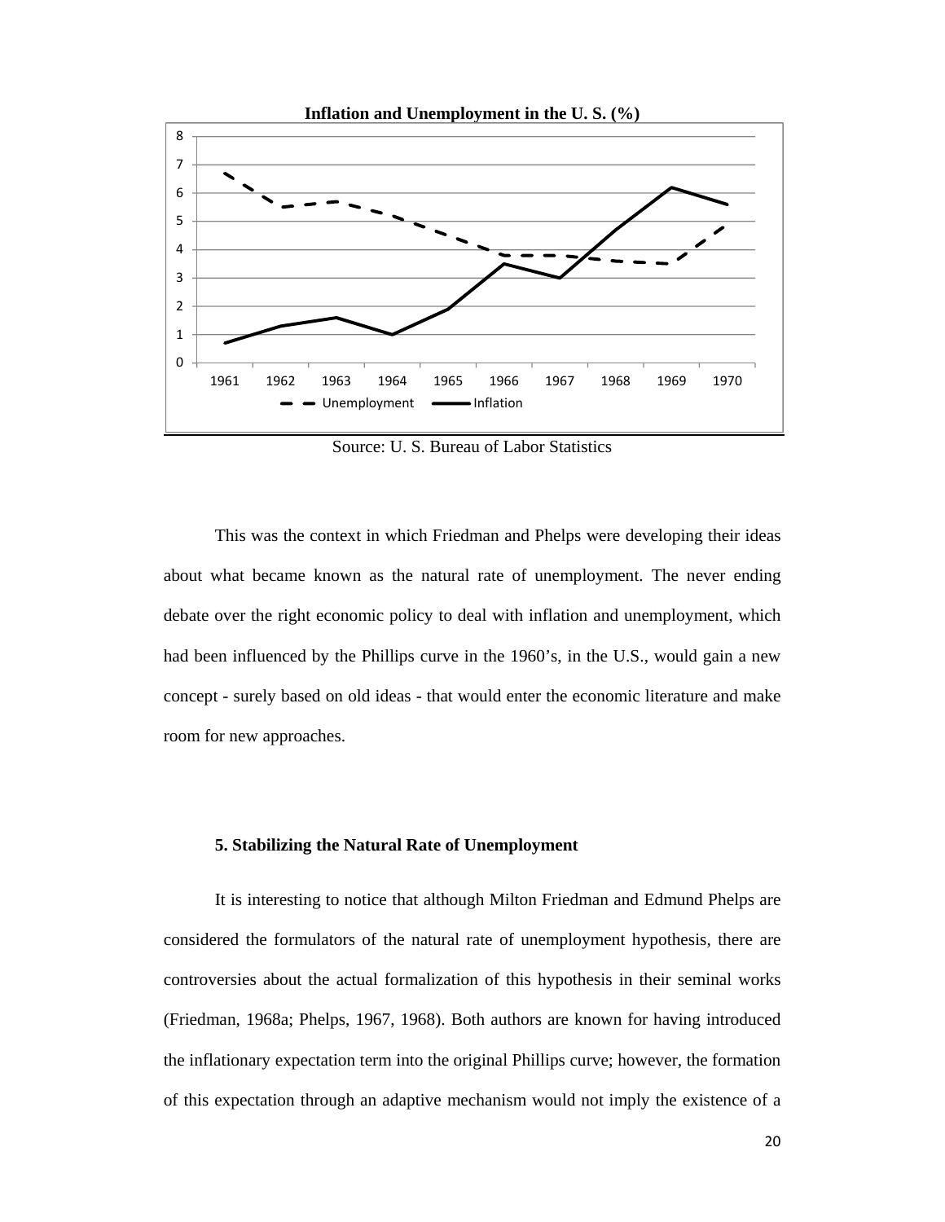**Inflation and Unemployment in the U. S. (%)**

Source: U. S. Bureau of Labor Statistics

This was the context in which Friedman and Phelps were developing their ideas about what became known as the natural rate of unemployment. The never ending debate over the right economic policy to deal with inflation and unemployment, which had been influenced by the Phillips curve in the 1960’s, in the U.S., would gain a new concept - surely based on old ideas - that would enter the economic literature and make room for new approaches.

### 5. Stabilizing the Natural Rate of Unemployment

It is interesting to notice that although Milton Friedman and Edmund Phelps are considered the formulators of the natural rate of unemployment hypothesis, there are controversies about the actual formalization of this hypothesis in their seminal works (Friedman, 1968a; Phelps, 1967, 1968). Both authors are known for having introduced the inflationary expectation term into the original Phillips curve; however, the formation of this expectation through an adaptive mechanism would not imply the existence of a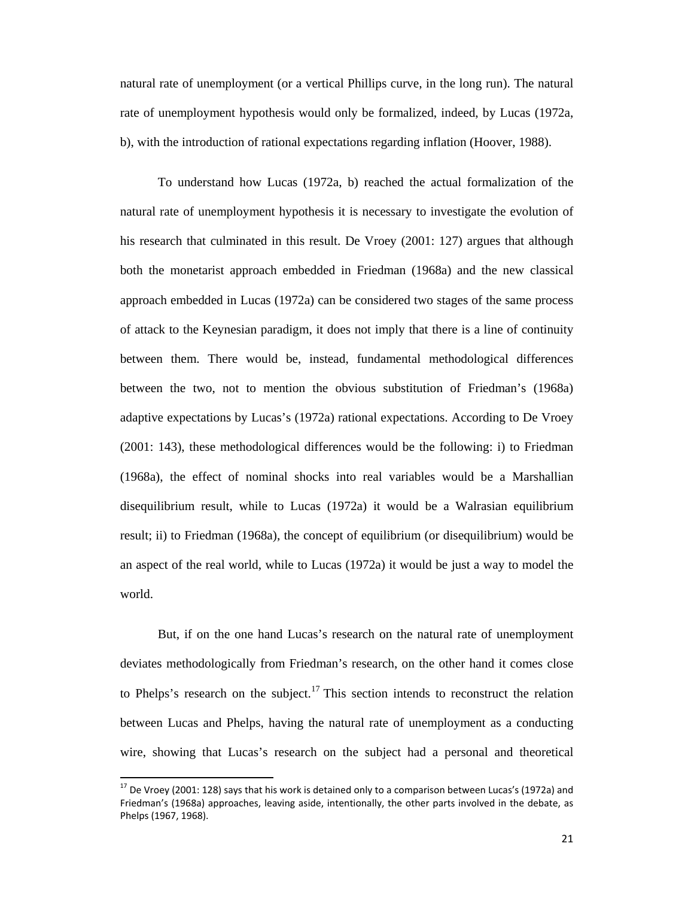natural rate of unemployment (or a vertical Phillips curve, in the long run). The natural rate of unemployment hypothesis would only be formalized, indeed, by Lucas (1972a, b), with the introduction of rational expectations regarding inflation (Hoover, 1988).

To understand how Lucas (1972a, b) reached the actual formalization of the natural rate of unemployment hypothesis it is necessary to investigate the evolution of his research that culminated in this result. De Vroey (2001: 127) argues that although both the monetarist approach embedded in Friedman (1968a) and the new classical approach embedded in Lucas (1972a) can be considered two stages of the same process of attack to the Keynesian paradigm, it does not imply that there is a line of continuity between them. There would be, instead, fundamental methodological differences between the two, not to mention the obvious substitution of Friedman's (1968a) adaptive expectations by Lucas's (1972a) rational expectations. According to De Vroey (2001: 143), these methodological differences would be the following: i) to Friedman (1968a), the effect of nominal shocks into real variables would be a Marshallian disequilibrium result, while to Lucas (1972a) it would be a Walrasian equilibrium result; ii) to Friedman (1968a), the concept of equilibrium (or disequilibrium) would be an aspect of the real world, while to Lucas (1972a) it would be just a way to model the world.

But, if on the one hand Lucas's research on the natural rate of unemployment deviates methodologically from Friedman's research, on the other hand it comes close to Phelps's research on the subject.[17] This section intends to reconstruct the relation between Lucas and Phelps, having the natural rate of unemployment as a conducting wire, showing that Lucas's research on the subject had a personal and theoretical

[17] De Vroey (2001: 128) says that his work is detained only to a comparison between Lucas's (1972a) and Friedman's (1968a) approaches, leaving aside, intentionally, the other parts involved in the debate, as Phelps (1967, 1968).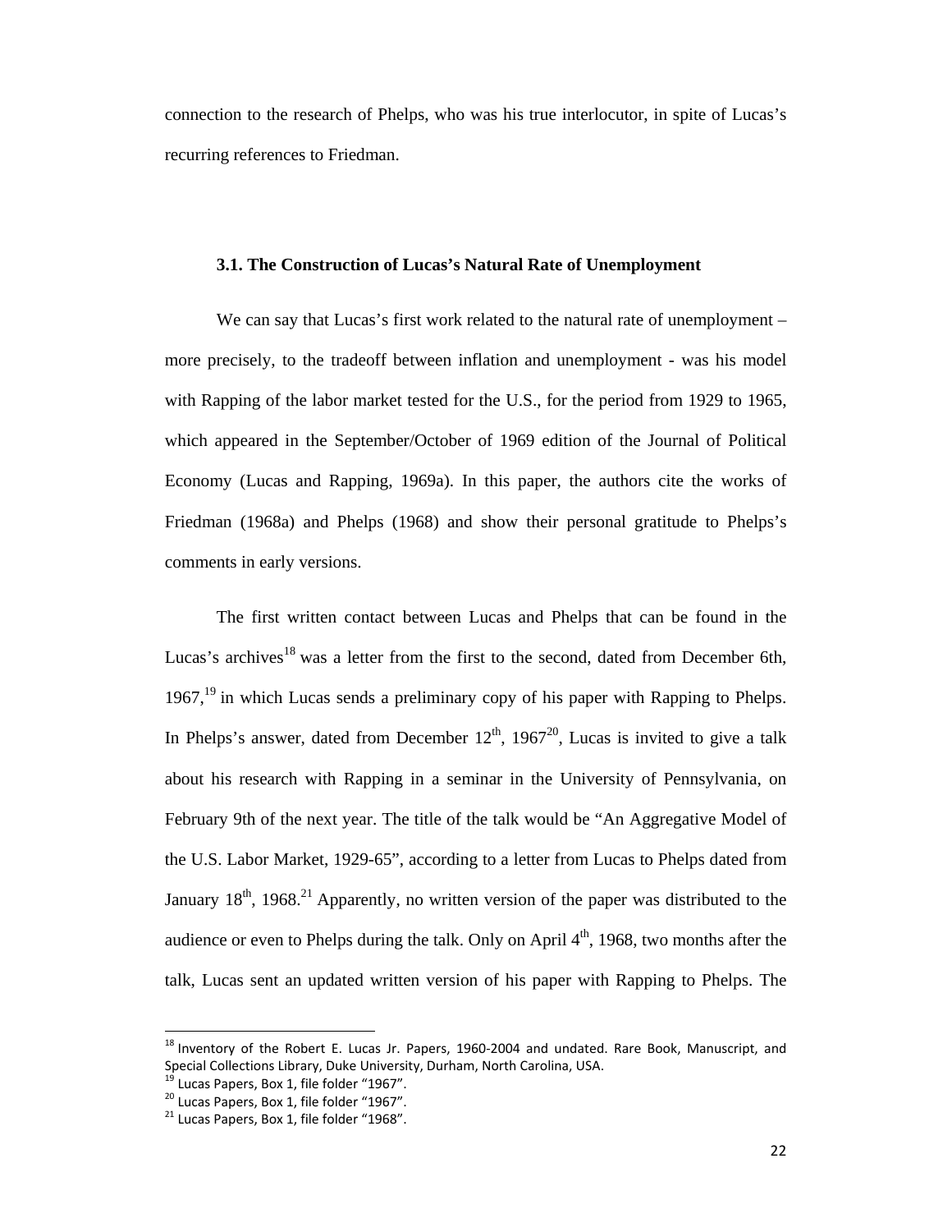connection to the research of Phelps, who was his true interlocutor, in spite of Lucas's recurring references to Friedman.

### 3.1. The Construction of Lucas's Natural Rate of Unemployment

We can say that Lucas's first work related to the natural rate of unemployment – more precisely, to the tradeoff between inflation and unemployment - was his model with Rapping of the labor market tested for the U.S., for the period from 1929 to 1965, which appeared in the September/October of 1969 edition of the Journal of Political Economy (Lucas and Rapping, 1969a). In this paper, the authors cite the works of Friedman (1968a) and Phelps (1968) and show their personal gratitude to Phelps's comments in early versions.

The first written contact between Lucas and Phelps that can be found in the Lucas's archives[18] was a letter from the first to the second, dated from December 6th, 1967,[19] in which Lucas sends a preliminary copy of his paper with Rapping to Phelps. In Phelps's answer, dated from December 12th, 1967[20], Lucas is invited to give a talk about his research with Rapping in a seminar in the University of Pennsylvania, on February 9th of the next year. The title of the talk would be "An Aggregative Model of the U.S. Labor Market, 1929-65", according to a letter from Lucas to Phelps dated from January 18th, 1968.[21] Apparently, no written version of the paper was distributed to the audience or even to Phelps during the talk. Only on April 4th, 1968, two months after the talk, Lucas sent an updated written version of his paper with Rapping to Phelps. The

---

[18] Inventory of the Robert E. Lucas Jr. Papers, 1960-2004 and undated. Rare Book, Manuscript, and Special Collections Library, Duke University, Durham, North Carolina, USA.

[19] Lucas Papers, Box 1, file folder "1967".

[20] Lucas Papers, Box 1, file folder "1967".

[21] Lucas Papers, Box 1, file folder "1968".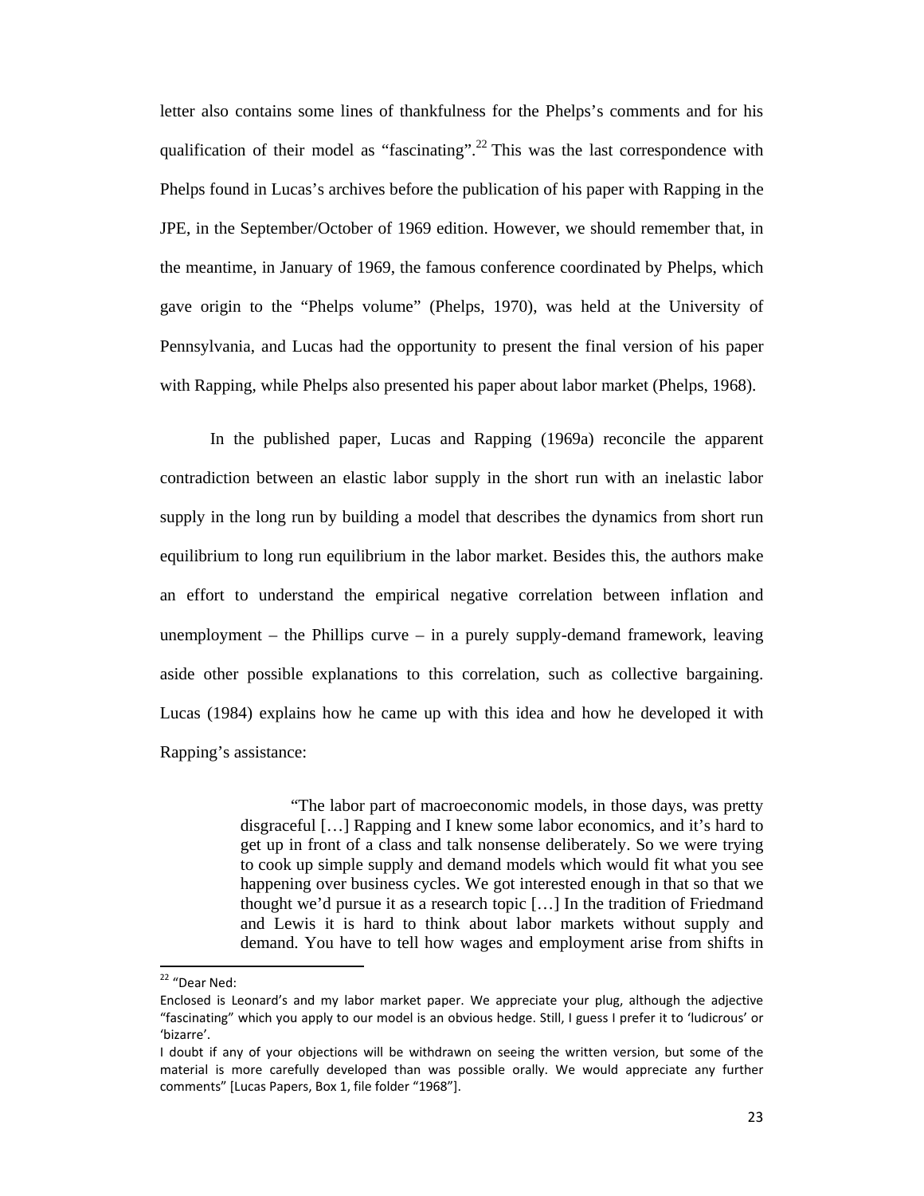letter also contains some lines of thankfulness for the Phelps's comments and for his qualification of their model as "fascinating".[22] This was the last correspondence with Phelps found in Lucas's archives before the publication of his paper with Rapping in the JPE, in the September/October of 1969 edition. However, we should remember that, in the meantime, in January of 1969, the famous conference coordinated by Phelps, which gave origin to the "Phelps volume" (Phelps, 1970), was held at the University of Pennsylvania, and Lucas had the opportunity to present the final version of his paper with Rapping, while Phelps also presented his paper about labor market (Phelps, 1968).

In the published paper, Lucas and Rapping (1969a) reconcile the apparent contradiction between an elastic labor supply in the short run with an inelastic labor supply in the long run by building a model that describes the dynamics from short run equilibrium to long run equilibrium in the labor market. Besides this, the authors make an effort to understand the empirical negative correlation between inflation and unemployment – the Phillips curve – in a purely supply-demand framework, leaving aside other possible explanations to this correlation, such as collective bargaining. Lucas (1984) explains how he came up with this idea and how he developed it with Rapping's assistance:

> "The labor part of macroeconomic models, in those days, was pretty disgraceful […] Rapping and I knew some labor economics, and it's hard to get up in front of a class and talk nonsense deliberately. So we were trying to cook up simple supply and demand models which would fit what you see happening over business cycles. We got interested enough in that so that we thought we'd pursue it as a research topic […] In the tradition of Friedmand and Lewis it is hard to think about labor markets without supply and demand. You have to tell how wages and employment arise from shifts in

---

[22] "Dear Ned:

Enclosed is Leonard's and my labor market paper. We appreciate your plug, although the adjective "fascinating" which you apply to our model is an obvious hedge. Still, I guess I prefer it to 'ludicrous' or 'bizarre'.

I doubt if any of your objections will be withdrawn on seeing the written version, but some of the material is more carefully developed than was possible orally. We would appreciate any further comments" [Lucas Papers, Box 1, file folder "1968"].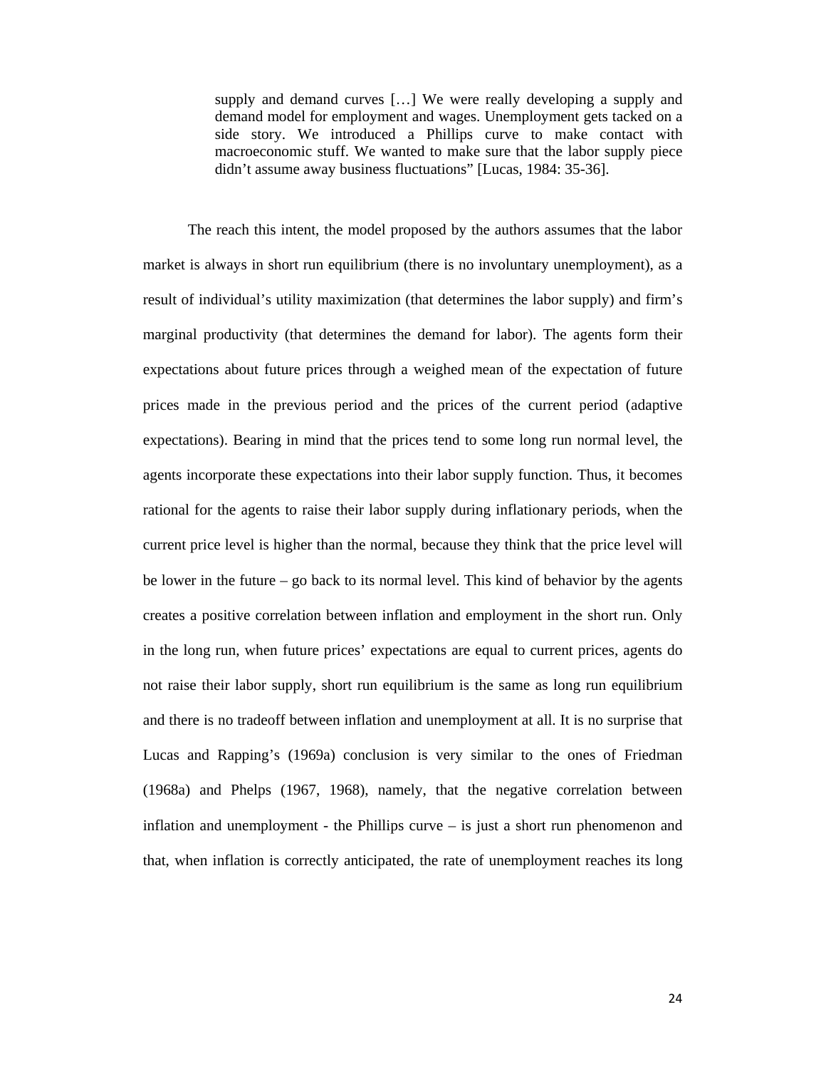> supply and demand curves […] We were really developing a supply and demand model for employment and wages. Unemployment gets tacked on a side story. We introduced a Phillips curve to make contact with macroeconomic stuff. We wanted to make sure that the labor supply piece didn't assume away business fluctuations" [Lucas, 1984: 35-36].

The reach this intent, the model proposed by the authors assumes that the labor market is always in short run equilibrium (there is no involuntary unemployment), as a result of individual's utility maximization (that determines the labor supply) and firm's marginal productivity (that determines the demand for labor). The agents form their expectations about future prices through a weighed mean of the expectation of future prices made in the previous period and the prices of the current period (adaptive expectations). Bearing in mind that the prices tend to some long run normal level, the agents incorporate these expectations into their labor supply function. Thus, it becomes rational for the agents to raise their labor supply during inflationary periods, when the current price level is higher than the normal, because they think that the price level will be lower in the future – go back to its normal level. This kind of behavior by the agents creates a positive correlation between inflation and employment in the short run. Only in the long run, when future prices' expectations are equal to current prices, agents do not raise their labor supply, short run equilibrium is the same as long run equilibrium and there is no tradeoff between inflation and unemployment at all. It is no surprise that Lucas and Rapping's (1969a) conclusion is very similar to the ones of Friedman (1968a) and Phelps (1967, 1968), namely, that the negative correlation between inflation and unemployment - the Phillips curve – is just a short run phenomenon and that, when inflation is correctly anticipated, the rate of unemployment reaches its long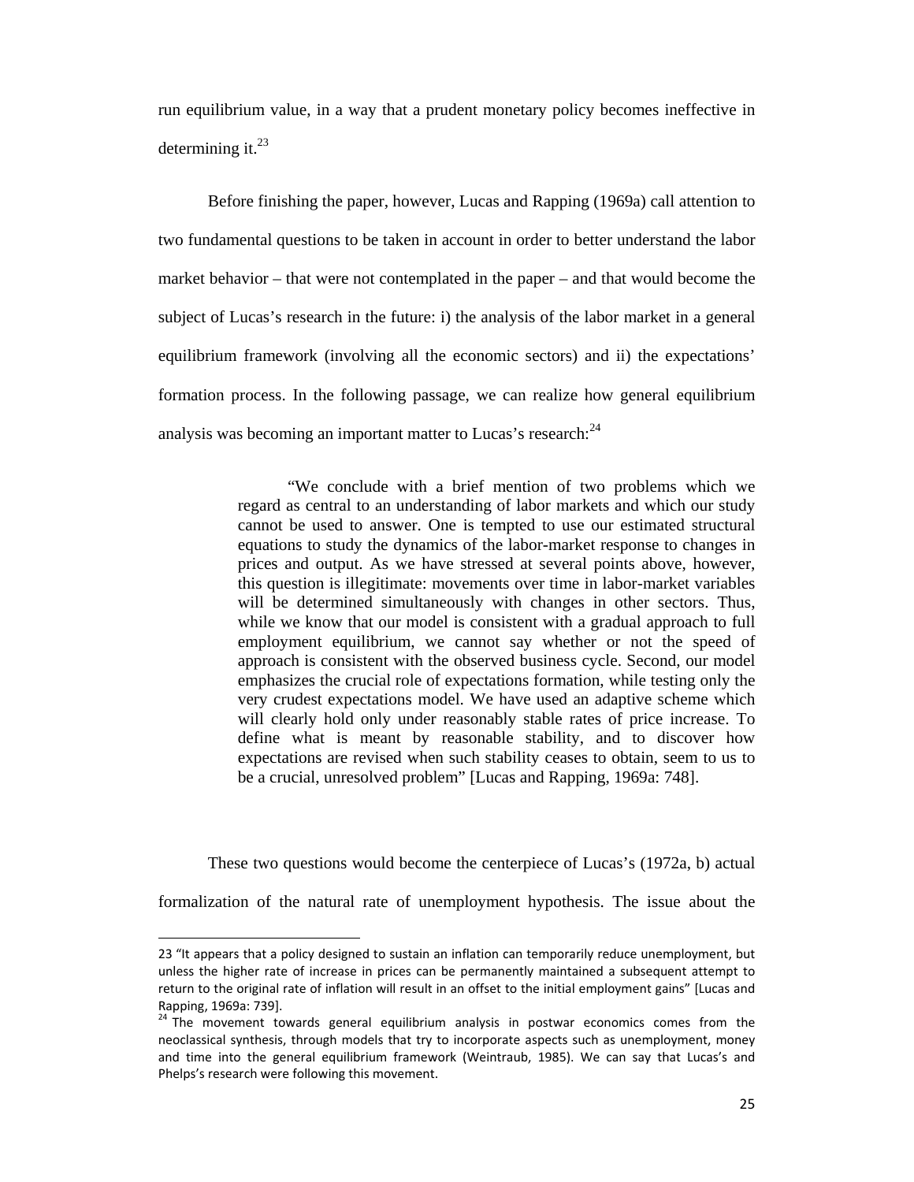run equilibrium value, in a way that a prudent monetary policy becomes ineffective in determining it.[23]

Before finishing the paper, however, Lucas and Rapping (1969a) call attention to two fundamental questions to be taken in account in order to better understand the labor market behavior – that were not contemplated in the paper – and that would become the subject of Lucas's research in the future: i) the analysis of the labor market in a general equilibrium framework (involving all the economic sectors) and ii) the expectations' formation process. In the following passage, we can realize how general equilibrium analysis was becoming an important matter to Lucas's research:[24]

> "We conclude with a brief mention of two problems which we regard as central to an understanding of labor markets and which our study cannot be used to answer. One is tempted to use our estimated structural equations to study the dynamics of the labor-market response to changes in prices and output. As we have stressed at several points above, however, this question is illegitimate: movements over time in labor-market variables will be determined simultaneously with changes in other sectors. Thus, while we know that our model is consistent with a gradual approach to full employment equilibrium, we cannot say whether or not the speed of approach is consistent with the observed business cycle. Second, our model emphasizes the crucial role of expectations formation, while testing only the very crudest expectations model. We have used an adaptive scheme which will clearly hold only under reasonably stable rates of price increase. To define what is meant by reasonable stability, and to discover how expectations are revised when such stability ceases to obtain, seem to us to be a crucial, unresolved problem" [Lucas and Rapping, 1969a: 748].

These two questions would become the centerpiece of Lucas's (1972a, b) actual formalization of the natural rate of unemployment hypothesis. The issue about the

---

23 "It appears that a policy designed to sustain an inflation can temporarily reduce unemployment, but unless the higher rate of increase in prices can be permanently maintained a subsequent attempt to return to the original rate of inflation will result in an offset to the initial employment gains" [Lucas and Rapping, 1969a: 739].

24 The movement towards general equilibrium analysis in postwar economics comes from the neoclassical synthesis, through models that try to incorporate aspects such as unemployment, money and time into the general equilibrium framework (Weintraub, 1985). We can say that Lucas's and Phelps's research were following this movement.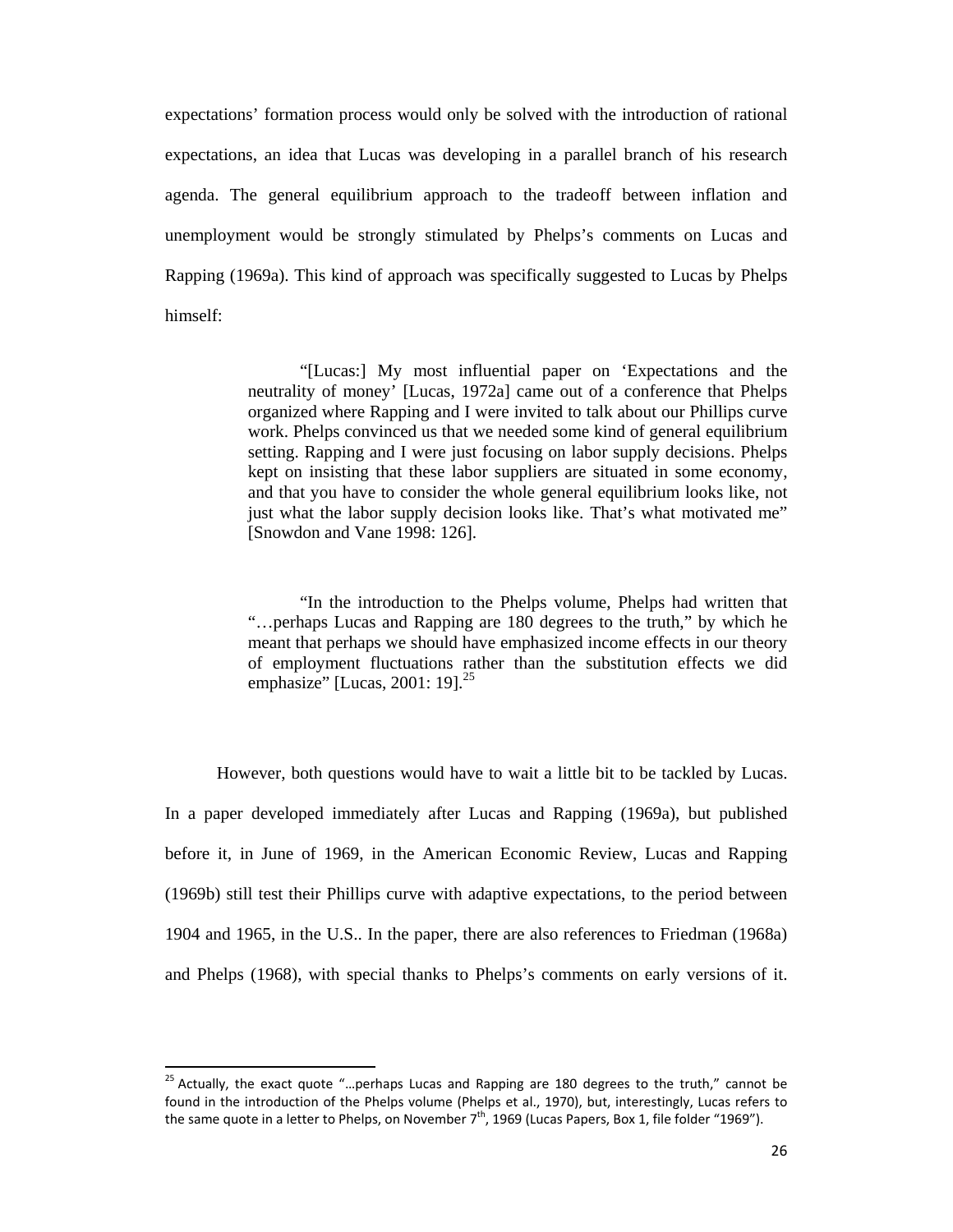expectations' formation process would only be solved with the introduction of rational expectations, an idea that Lucas was developing in a parallel branch of his research agenda. The general equilibrium approach to the tradeoff between inflation and unemployment would be strongly stimulated by Phelps's comments on Lucas and Rapping (1969a). This kind of approach was specifically suggested to Lucas by Phelps himself:

> "[Lucas:] My most influential paper on 'Expectations and the neutrality of money' [Lucas, 1972a] came out of a conference that Phelps organized where Rapping and I were invited to talk about our Phillips curve work. Phelps convinced us that we needed some kind of general equilibrium setting. Rapping and I were just focusing on labor supply decisions. Phelps kept on insisting that these labor suppliers are situated in some economy, and that you have to consider the whole general equilibrium looks like, not just what the labor supply decision looks like. That's what motivated me" [Snowdon and Vane 1998: 126].

> "In the introduction to the Phelps volume, Phelps had written that "…perhaps Lucas and Rapping are 180 degrees to the truth," by which he meant that perhaps we should have emphasized income effects in our theory of employment fluctuations rather than the substitution effects we did emphasize" [Lucas, 2001: 19].[25]

However, both questions would have to wait a little bit to be tackled by Lucas. In a paper developed immediately after Lucas and Rapping (1969a), but published before it, in June of 1969, in the American Economic Review, Lucas and Rapping (1969b) still test their Phillips curve with adaptive expectations, to the period between 1904 and 1965, in the U.S.. In the paper, there are also references to Friedman (1968a) and Phelps (1968), with special thanks to Phelps's comments on early versions of it.

[25] Actually, the exact quote "…perhaps Lucas and Rapping are 180 degrees to the truth," cannot be found in the introduction of the Phelps volume (Phelps et al., 1970), but, interestingly, Lucas refers to the same quote in a letter to Phelps, on November 7th, 1969 (Lucas Papers, Box 1, file folder "1969").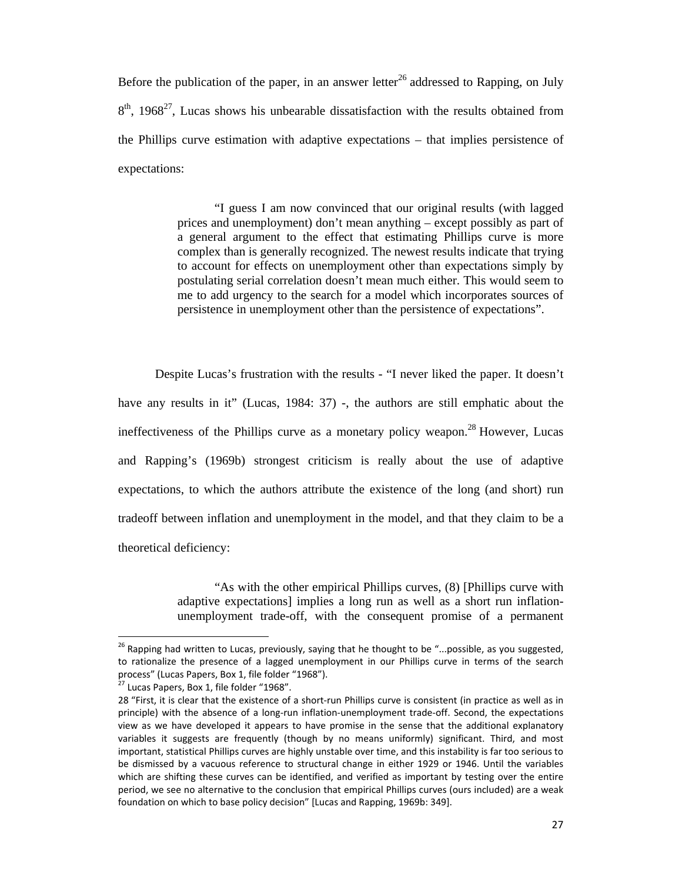Before the publication of the paper, in an answer letter[26] addressed to Rapping, on July 8th, 1968[27], Lucas shows his unbearable dissatisfaction with the results obtained from the Phillips curve estimation with adaptive expectations – that implies persistence of expectations:

> "I guess I am now convinced that our original results (with lagged prices and unemployment) don't mean anything – except possibly as part of a general argument to the effect that estimating Phillips curve is more complex than is generally recognized. The newest results indicate that trying to account for effects on unemployment other than expectations simply by postulating serial correlation doesn't mean much either. This would seem to me to add urgency to the search for a model which incorporates sources of persistence in unemployment other than the persistence of expectations".

Despite Lucas's frustration with the results - "I never liked the paper. It doesn't have any results in it" (Lucas, 1984: 37) -, the authors are still emphatic about the ineffectiveness of the Phillips curve as a monetary policy weapon.[28] However, Lucas and Rapping's (1969b) strongest criticism is really about the use of adaptive expectations, to which the authors attribute the existence of the long (and short) run tradeoff between inflation and unemployment in the model, and that they claim to be a theoretical deficiency:

> "As with the other empirical Phillips curves, (8) [Phillips curve with adaptive expectations] implies a long run as well as a short run inflation-unemployment trade-off, with the consequent promise of a permanent

---

[26] Rapping had written to Lucas, previously, saying that he thought to be "...possible, as you suggested, to rationalize the presence of a lagged unemployment in our Phillips curve in terms of the search process" (Lucas Papers, Box 1, file folder "1968").

[27] Lucas Papers, Box 1, file folder "1968".

[28] "First, it is clear that the existence of a short-run Phillips curve is consistent (in practice as well as in principle) with the absence of a long-run inflation-unemployment trade-off. Second, the expectations view as we have developed it appears to have promise in the sense that the additional explanatory variables it suggests are frequently (though by no means uniformly) significant. Third, and most important, statistical Phillips curves are highly unstable over time, and this instability is far too serious to be dismissed by a vacuous reference to structural change in either 1929 or 1946. Until the variables which are shifting these curves can be identified, and verified as important by testing over the entire period, we see no alternative to the conclusion that empirical Phillips curves (ours included) are a weak foundation on which to base policy decision" [Lucas and Rapping, 1969b: 349].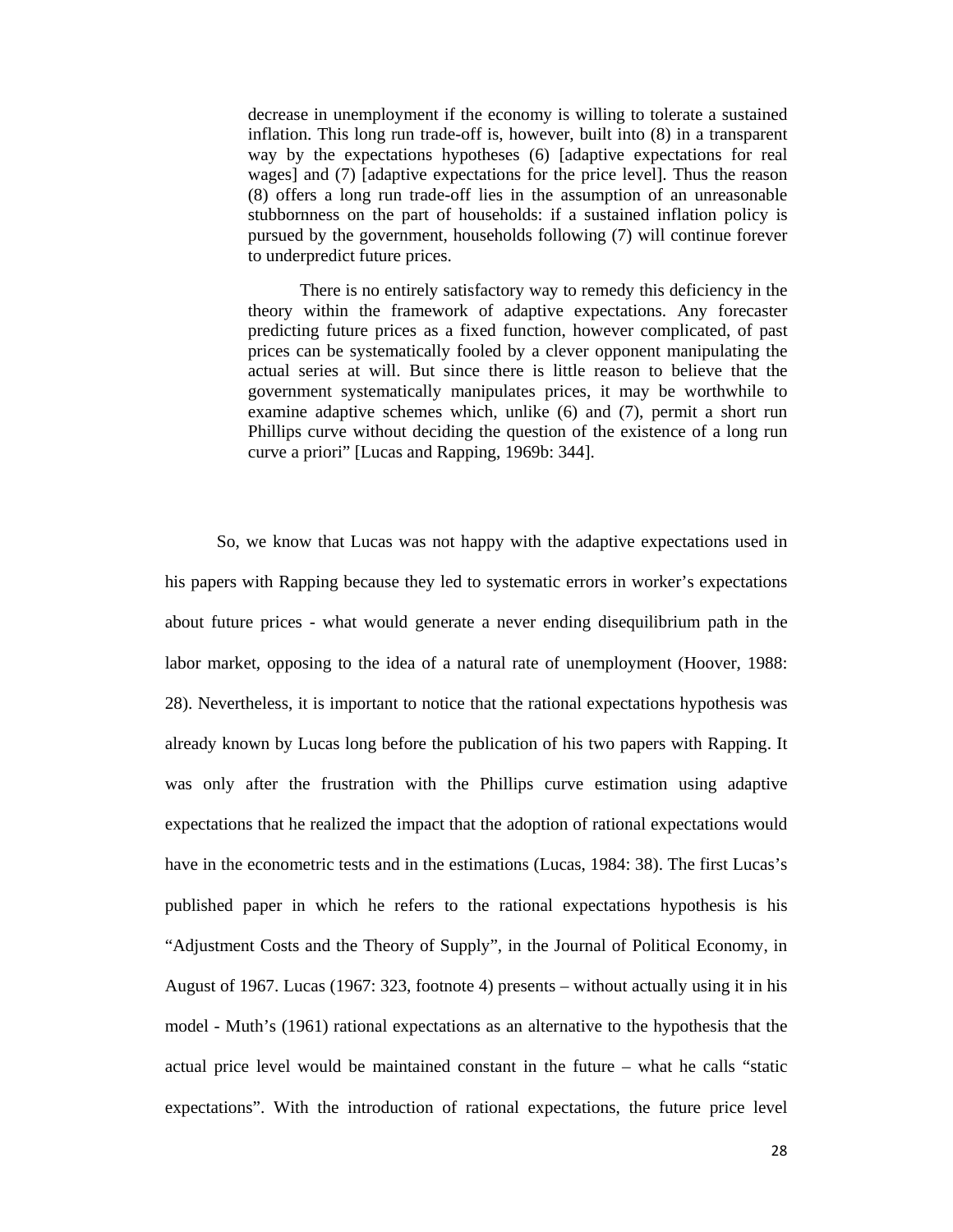> decrease in unemployment if the economy is willing to tolerate a sustained inflation. This long run trade-off is, however, built into (8) in a transparent way by the expectations hypotheses (6) [adaptive expectations for real wages] and (7) [adaptive expectations for the price level]. Thus the reason (8) offers a long run trade-off lies in the assumption of an unreasonable stubbornness on the part of households: if a sustained inflation policy is pursued by the government, households following (7) will continue forever to underpredict future prices.
>
> There is no entirely satisfactory way to remedy this deficiency in the theory within the framework of adaptive expectations. Any forecaster predicting future prices as a fixed function, however complicated, of past prices can be systematically fooled by a clever opponent manipulating the actual series at will. But since there is little reason to believe that the government systematically manipulates prices, it may be worthwhile to examine adaptive schemes which, unlike (6) and (7), permit a short run Phillips curve without deciding the question of the existence of a long run curve a priori" [Lucas and Rapping, 1969b: 344].

So, we know that Lucas was not happy with the adaptive expectations used in his papers with Rapping because they led to systematic errors in worker's expectations about future prices - what would generate a never ending disequilibrium path in the labor market, opposing to the idea of a natural rate of unemployment (Hoover, 1988: 28). Nevertheless, it is important to notice that the rational expectations hypothesis was already known by Lucas long before the publication of his two papers with Rapping. It was only after the frustration with the Phillips curve estimation using adaptive expectations that he realized the impact that the adoption of rational expectations would have in the econometric tests and in the estimations (Lucas, 1984: 38). The first Lucas's published paper in which he refers to the rational expectations hypothesis is his "Adjustment Costs and the Theory of Supply", in the Journal of Political Economy, in August of 1967. Lucas (1967: 323, footnote 4) presents – without actually using it in his model - Muth's (1961) rational expectations as an alternative to the hypothesis that the actual price level would be maintained constant in the future – what he calls "static expectations". With the introduction of rational expectations, the future price level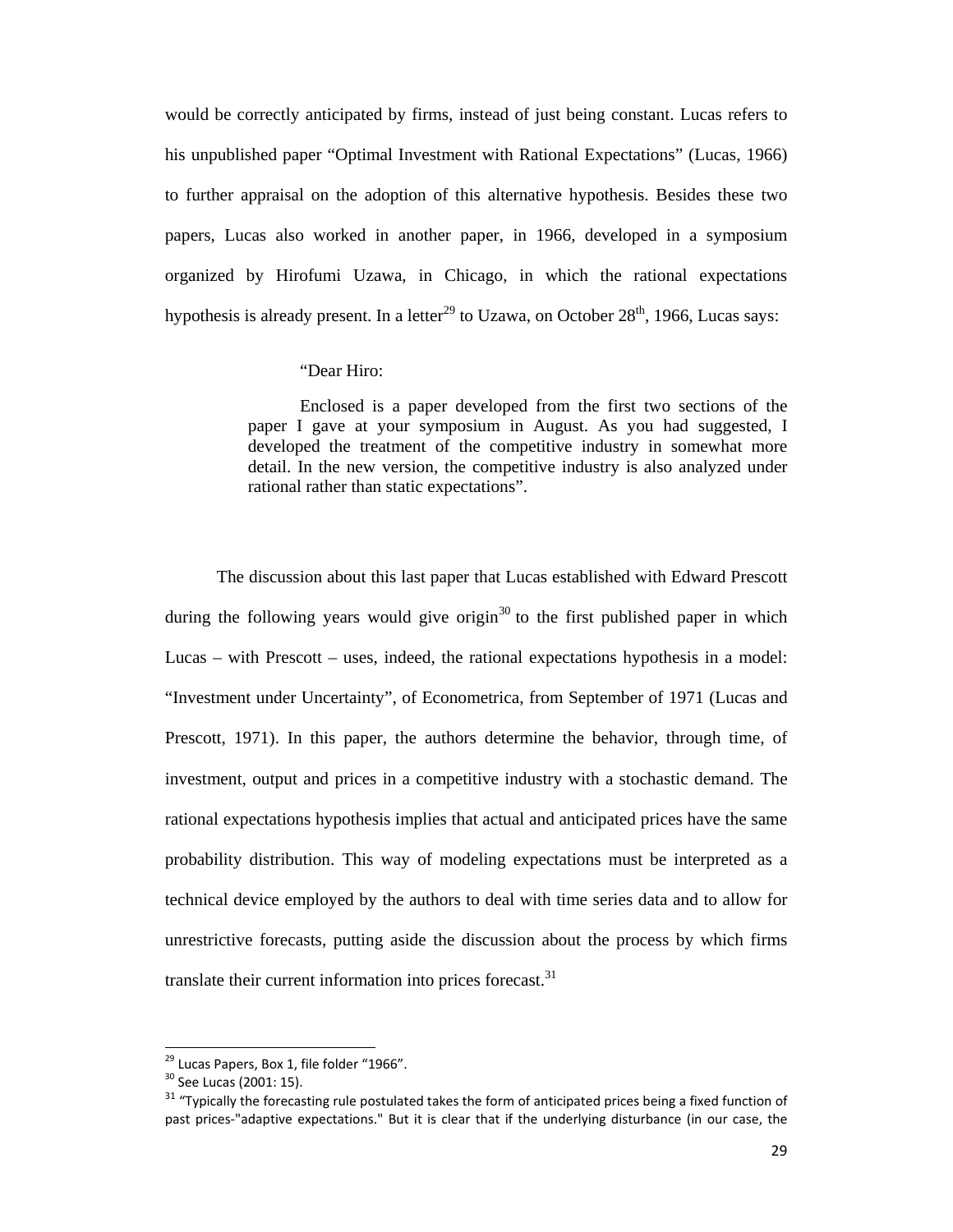would be correctly anticipated by firms, instead of just being constant. Lucas refers to his unpublished paper "Optimal Investment with Rational Expectations" (Lucas, 1966) to further appraisal on the adoption of this alternative hypothesis. Besides these two papers, Lucas also worked in another paper, in 1966, developed in a symposium organized by Hirofumi Uzawa, in Chicago, in which the rational expectations hypothesis is already present. In a letter[29] to Uzawa, on October 28th, 1966, Lucas says:

> "Dear Hiro:
>
> Enclosed is a paper developed from the first two sections of the paper I gave at your symposium in August. As you had suggested, I developed the treatment of the competitive industry in somewhat more detail. In the new version, the competitive industry is also analyzed under rational rather than static expectations".

The discussion about this last paper that Lucas established with Edward Prescott during the following years would give origin[30] to the first published paper in which Lucas – with Prescott – uses, indeed, the rational expectations hypothesis in a model: "Investment under Uncertainty", of Econometrica, from September of 1971 (Lucas and Prescott, 1971). In this paper, the authors determine the behavior, through time, of investment, output and prices in a competitive industry with a stochastic demand. The rational expectations hypothesis implies that actual and anticipated prices have the same probability distribution. This way of modeling expectations must be interpreted as a technical device employed by the authors to deal with time series data and to allow for unrestrictive forecasts, putting aside the discussion about the process by which firms translate their current information into prices forecast.[31]

---

[29] Lucas Papers, Box 1, file folder "1966".

[30] See Lucas (2001: 15).

[31] "Typically the forecasting rule postulated takes the form of anticipated prices being a fixed function of past prices-"adaptive expectations." But it is clear that if the underlying disturbance (in our case, the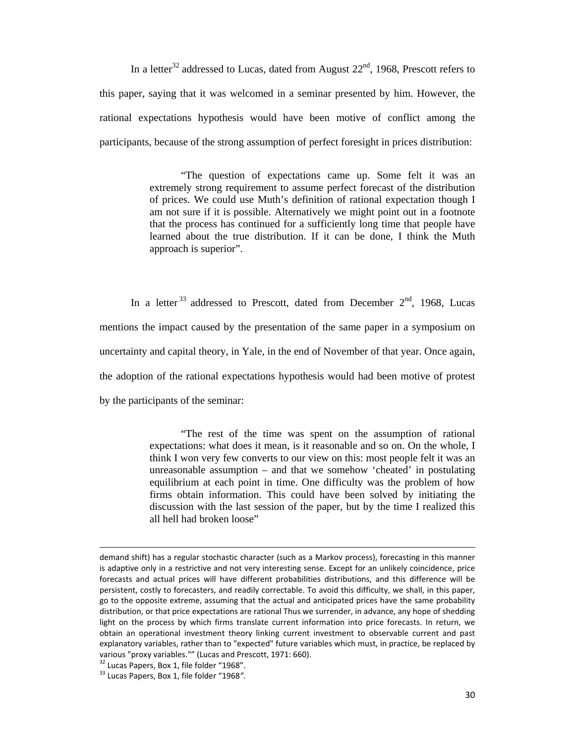In a letter[32] addressed to Lucas, dated from August 22nd, 1968, Prescott refers to this paper, saying that it was welcomed in a seminar presented by him. However, the rational expectations hypothesis would have been motive of conflict among the participants, because of the strong assumption of perfect foresight in prices distribution:

> "The question of expectations came up. Some felt it was an extremely strong requirement to assume perfect forecast of the distribution of prices. We could use Muth's definition of rational expectation though I am not sure if it is possible. Alternatively we might point out in a footnote that the process has continued for a sufficiently long time that people have learned about the true distribution. If it can be done, I think the Muth approach is superior".

In a letter[33] addressed to Prescott, dated from December 2nd, 1968, Lucas mentions the impact caused by the presentation of the same paper in a symposium on uncertainty and capital theory, in Yale, in the end of November of that year. Once again, the adoption of the rational expectations hypothesis would had been motive of protest by the participants of the seminar:

> "The rest of the time was spent on the assumption of rational expectations: what does it mean, is it reasonable and so on. On the whole, I think I won very few converts to our view on this: most people felt it was an unreasonable assumption – and that we somehow 'cheated' in postulating equilibrium at each point in time. One difficulty was the problem of how firms obtain information. This could have been solved by initiating the discussion with the last session of the paper, but by the time I realized this all hell had broken loose"

---

demand shift) has a regular stochastic character (such as a Markov process), forecasting in this manner is adaptive only in a restrictive and not very interesting sense. Except for an unlikely coincidence, price forecasts and actual prices will have different probabilities distributions, and this difference will be persistent, costly to forecasters, and readily correctable. To avoid this difficulty, we shall, in this paper, go to the opposite extreme, assuming that the actual and anticipated prices have the same probability distribution, or that price expectations are rational Thus we surrender, in advance, any hope of shedding light on the process by which firms translate current information into price forecasts. In return, we obtain an operational investment theory linking current investment to observable current and past explanatory variables, rather than to "expected" future variables which must, in practice, be replaced by various "proxy variables."" (Lucas and Prescott, 1971: 660).

[32] Lucas Papers, Box 1, file folder "1968".

[33] Lucas Papers, Box 1, file folder "1968".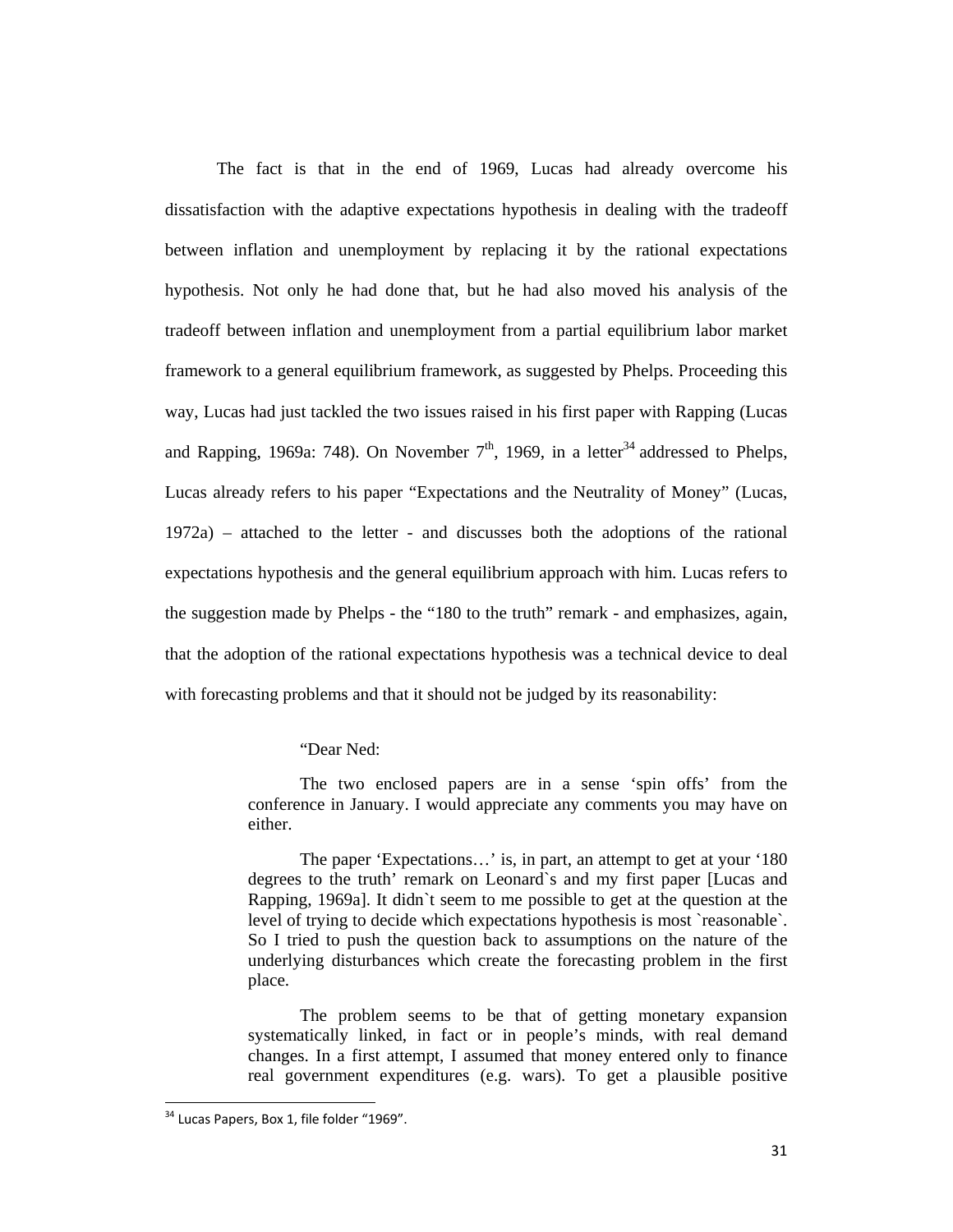The fact is that in the end of 1969, Lucas had already overcome his dissatisfaction with the adaptive expectations hypothesis in dealing with the tradeoff between inflation and unemployment by replacing it by the rational expectations hypothesis. Not only he had done that, but he had also moved his analysis of the tradeoff between inflation and unemployment from a partial equilibrium labor market framework to a general equilibrium framework, as suggested by Phelps. Proceeding this way, Lucas had just tackled the two issues raised in his first paper with Rapping (Lucas and Rapping, 1969a: 748). On November 7th, 1969, in a letter[34] addressed to Phelps, Lucas already refers to his paper "Expectations and the Neutrality of Money" (Lucas, 1972a) – attached to the letter - and discusses both the adoptions of the rational expectations hypothesis and the general equilibrium approach with him. Lucas refers to the suggestion made by Phelps - the "180 to the truth" remark - and emphasizes, again, that the adoption of the rational expectations hypothesis was a technical device to deal with forecasting problems and that it should not be judged by its reasonability:

> "Dear Ned:
>
> The two enclosed papers are in a sense 'spin offs' from the conference in January. I would appreciate any comments you may have on either.
>
> The paper 'Expectations…' is, in part, an attempt to get at your '180 degrees to the truth' remark on Leonard`s and my first paper [Lucas and Rapping, 1969a]. It didn`t seem to me possible to get at the question at the level of trying to decide which expectations hypothesis is most `reasonable`. So I tried to push the question back to assumptions on the nature of the underlying disturbances which create the forecasting problem in the first place.
>
> The problem seems to be that of getting monetary expansion systematically linked, in fact or in people's minds, with real demand changes. In a first attempt, I assumed that money entered only to finance real government expenditures (e.g. wars). To get a plausible positive

[34] Lucas Papers, Box 1, file folder "1969".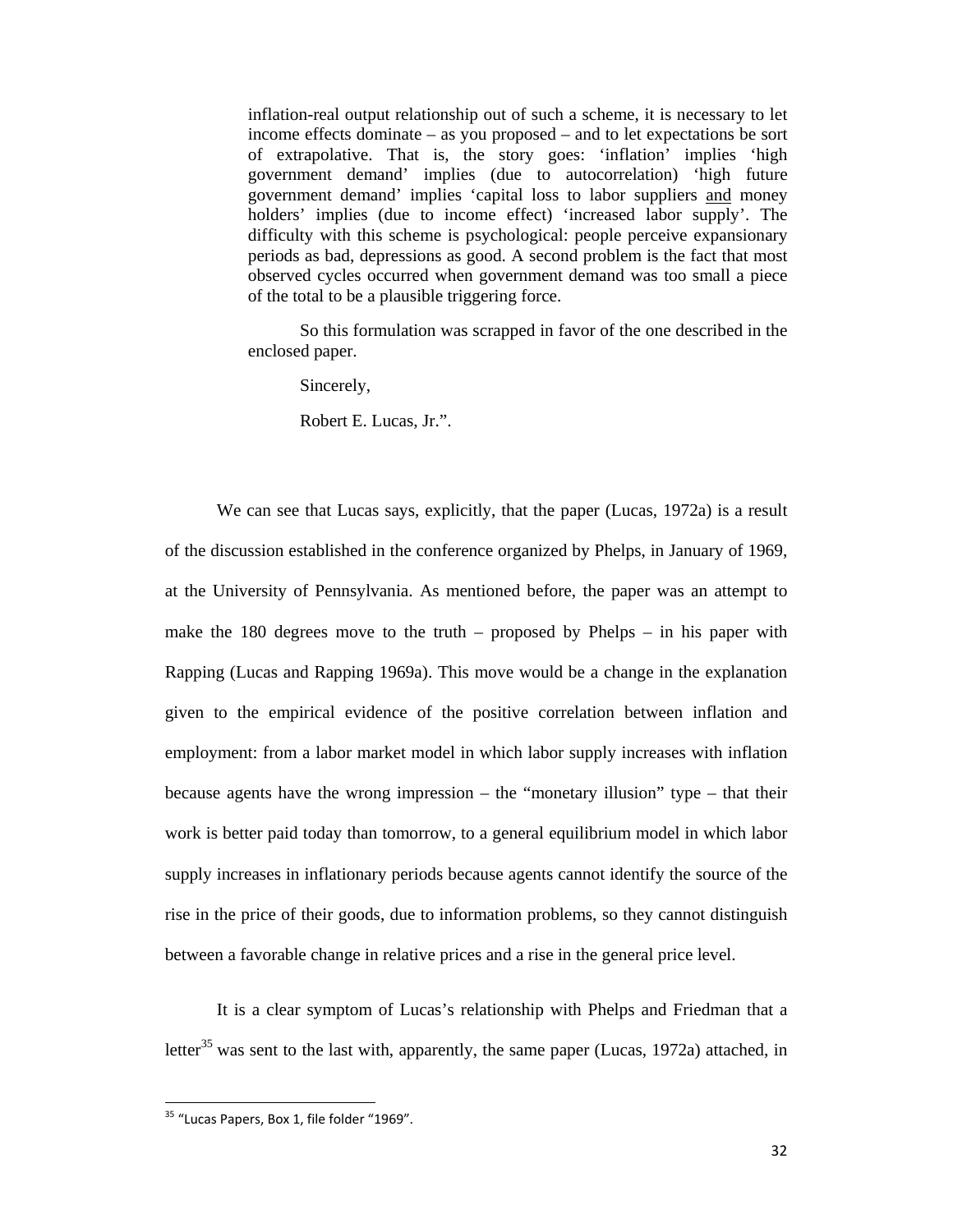> inflation-real output relationship out of such a scheme, it is necessary to let income effects dominate – as you proposed – and to let expectations be sort of extrapolative. That is, the story goes: 'inflation' implies 'high government demand' implies (due to autocorrelation) 'high future government demand' implies 'capital loss to labor suppliers <u>and</u> money holders' implies (due to income effect) 'increased labor supply'. The difficulty with this scheme is psychological: people perceive expansionary periods as bad, depressions as good. A second problem is the fact that most observed cycles occurred when government demand was too small a piece of the total to be a plausible triggering force.
>
> So this formulation was scrapped in favor of the one described in the enclosed paper.
>
> Sincerely,
>
> Robert E. Lucas, Jr.".

We can see that Lucas says, explicitly, that the paper (Lucas, 1972a) is a result of the discussion established in the conference organized by Phelps, in January of 1969, at the University of Pennsylvania. As mentioned before, the paper was an attempt to make the 180 degrees move to the truth – proposed by Phelps – in his paper with Rapping (Lucas and Rapping 1969a). This move would be a change in the explanation given to the empirical evidence of the positive correlation between inflation and employment: from a labor market model in which labor supply increases with inflation because agents have the wrong impression – the "monetary illusion" type – that their work is better paid today than tomorrow, to a general equilibrium model in which labor supply increases in inflationary periods because agents cannot identify the source of the rise in the price of their goods, due to information problems, so they cannot distinguish between a favorable change in relative prices and a rise in the general price level.

It is a clear symptom of Lucas's relationship with Phelps and Friedman that a letter[35] was sent to the last with, apparently, the same paper (Lucas, 1972a) attached, in

[35] "Lucas Papers, Box 1, file folder "1969".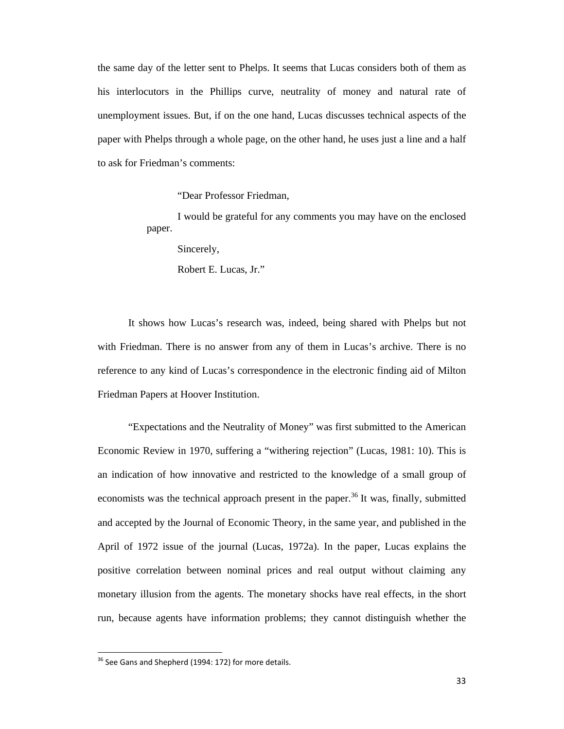the same day of the letter sent to Phelps. It seems that Lucas considers both of them as his interlocutors in the Phillips curve, neutrality of money and natural rate of unemployment issues. But, if on the one hand, Lucas discusses technical aspects of the paper with Phelps through a whole page, on the other hand, he uses just a line and a half to ask for Friedman's comments:

> "Dear Professor Friedman,
>
> I would be grateful for any comments you may have on the enclosed paper.
>
> Sincerely,
>
> Robert E. Lucas, Jr."

It shows how Lucas's research was, indeed, being shared with Phelps but not with Friedman. There is no answer from any of them in Lucas's archive. There is no reference to any kind of Lucas's correspondence in the electronic finding aid of Milton Friedman Papers at Hoover Institution.

"Expectations and the Neutrality of Money" was first submitted to the American Economic Review in 1970, suffering a "withering rejection" (Lucas, 1981: 10). This is an indication of how innovative and restricted to the knowledge of a small group of economists was the technical approach present in the paper.[36] It was, finally, submitted and accepted by the Journal of Economic Theory, in the same year, and published in the April of 1972 issue of the journal (Lucas, 1972a). In the paper, Lucas explains the positive correlation between nominal prices and real output without claiming any monetary illusion from the agents. The monetary shocks have real effects, in the short run, because agents have information problems; they cannot distinguish whether the

[36] See Gans and Shepherd (1994: 172) for more details.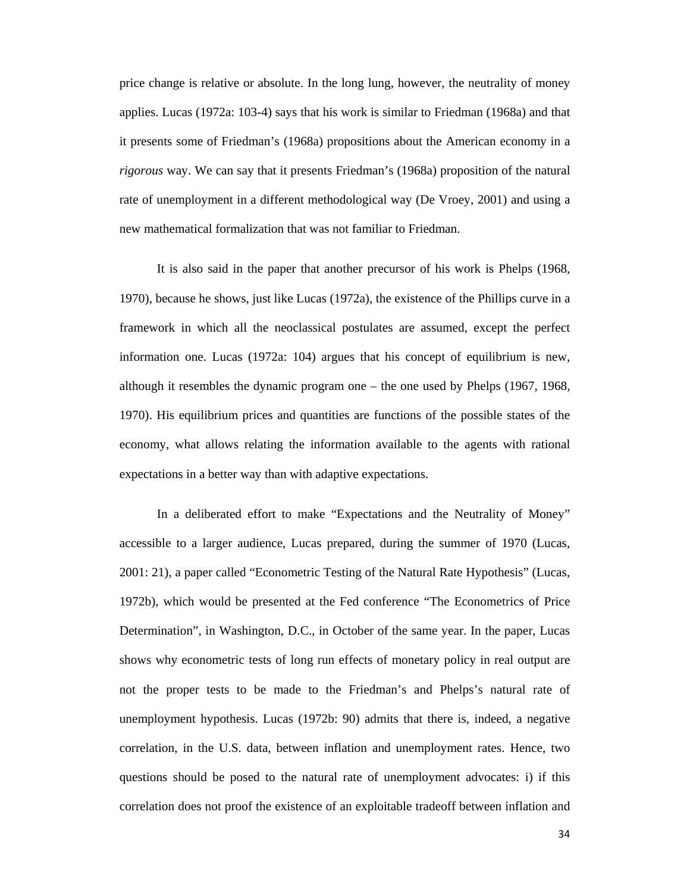price change is relative or absolute. In the long lung, however, the neutrality of money applies. Lucas (1972a: 103-4) says that his work is similar to Friedman (1968a) and that it presents some of Friedman's (1968a) propositions about the American economy in a *rigorous* way. We can say that it presents Friedman's (1968a) proposition of the natural rate of unemployment in a different methodological way (De Vroey, 2001) and using a new mathematical formalization that was not familiar to Friedman.

It is also said in the paper that another precursor of his work is Phelps (1968, 1970), because he shows, just like Lucas (1972a), the existence of the Phillips curve in a framework in which all the neoclassical postulates are assumed, except the perfect information one. Lucas (1972a: 104) argues that his concept of equilibrium is new, although it resembles the dynamic program one – the one used by Phelps (1967, 1968, 1970). His equilibrium prices and quantities are functions of the possible states of the economy, what allows relating the information available to the agents with rational expectations in a better way than with adaptive expectations.

In a deliberated effort to make "Expectations and the Neutrality of Money" accessible to a larger audience, Lucas prepared, during the summer of 1970 (Lucas, 2001: 21), a paper called "Econometric Testing of the Natural Rate Hypothesis" (Lucas, 1972b), which would be presented at the Fed conference "The Econometrics of Price Determination", in Washington, D.C., in October of the same year. In the paper, Lucas shows why econometric tests of long run effects of monetary policy in real output are not the proper tests to be made to the Friedman's and Phelps's natural rate of unemployment hypothesis. Lucas (1972b: 90) admits that there is, indeed, a negative correlation, in the U.S. data, between inflation and unemployment rates. Hence, two questions should be posed to the natural rate of unemployment advocates: i) if this correlation does not proof the existence of an exploitable tradeoff between inflation and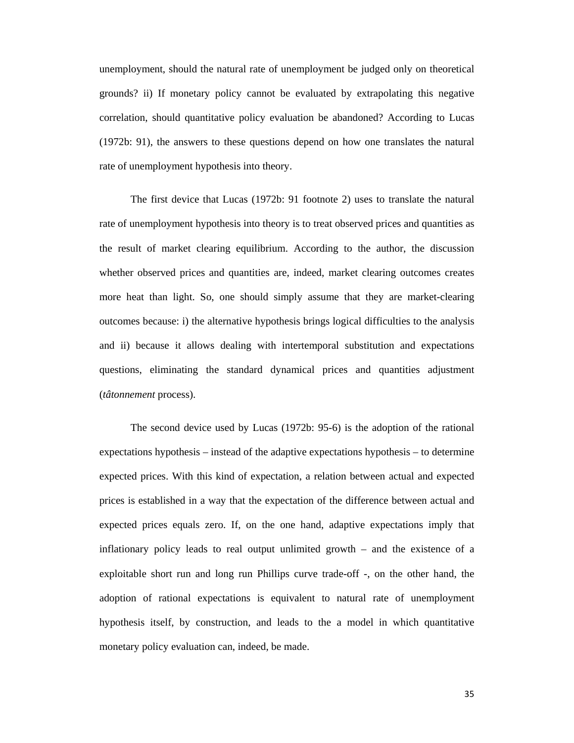unemployment, should the natural rate of unemployment be judged only on theoretical grounds? ii) If monetary policy cannot be evaluated by extrapolating this negative correlation, should quantitative policy evaluation be abandoned? According to Lucas (1972b: 91), the answers to these questions depend on how one translates the natural rate of unemployment hypothesis into theory.

The first device that Lucas (1972b: 91 footnote 2) uses to translate the natural rate of unemployment hypothesis into theory is to treat observed prices and quantities as the result of market clearing equilibrium. According to the author, the discussion whether observed prices and quantities are, indeed, market clearing outcomes creates more heat than light. So, one should simply assume that they are market-clearing outcomes because: i) the alternative hypothesis brings logical difficulties to the analysis and ii) because it allows dealing with intertemporal substitution and expectations questions, eliminating the standard dynamical prices and quantities adjustment (*tâtonnement* process).

The second device used by Lucas (1972b: 95-6) is the adoption of the rational expectations hypothesis – instead of the adaptive expectations hypothesis – to determine expected prices. With this kind of expectation, a relation between actual and expected prices is established in a way that the expectation of the difference between actual and expected prices equals zero. If, on the one hand, adaptive expectations imply that inflationary policy leads to real output unlimited growth – and the existence of a exploitable short run and long run Phillips curve trade-off -, on the other hand, the adoption of rational expectations is equivalent to natural rate of unemployment hypothesis itself, by construction, and leads to the a model in which quantitative monetary policy evaluation can, indeed, be made.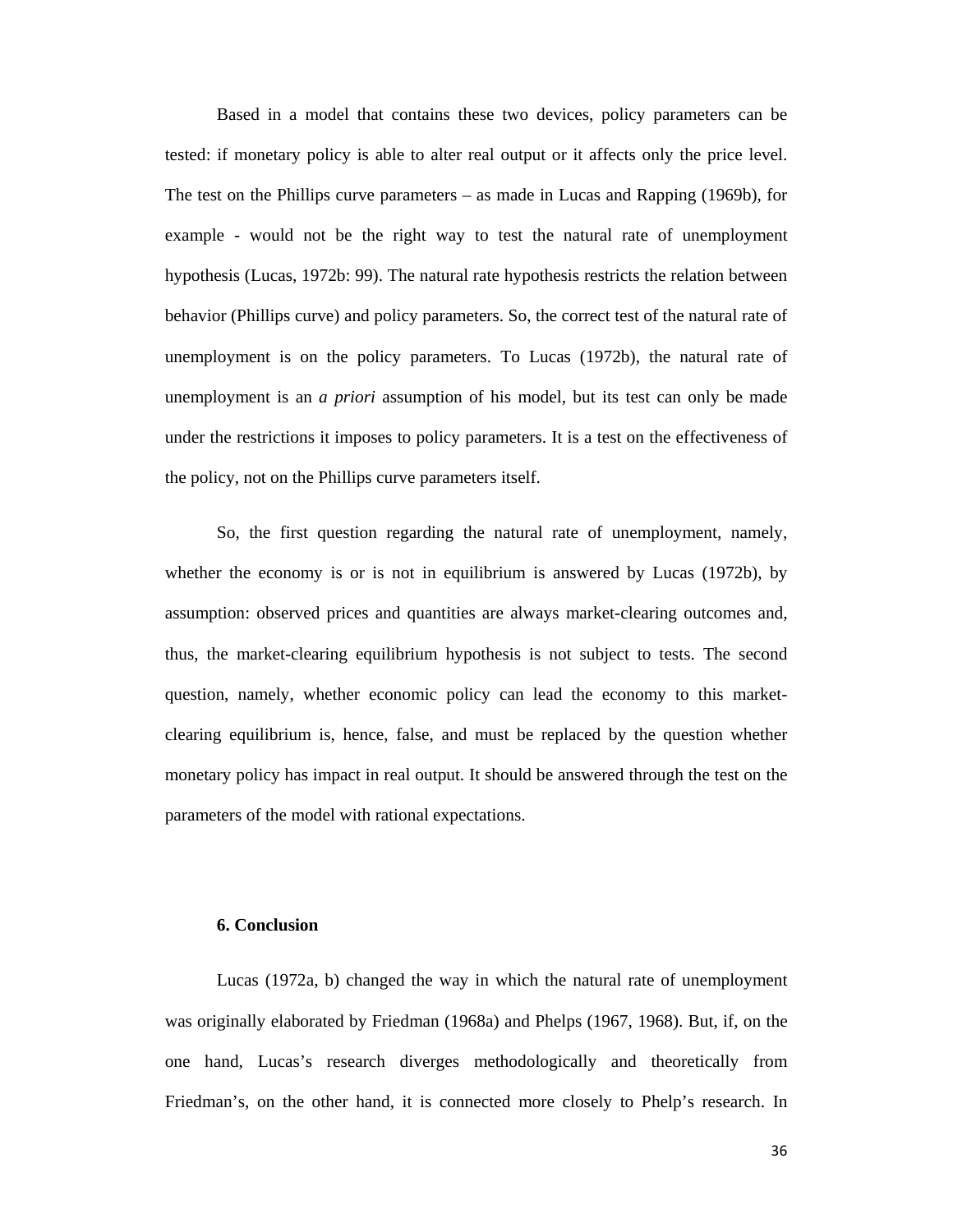Based in a model that contains these two devices, policy parameters can be tested: if monetary policy is able to alter real output or it affects only the price level. The test on the Phillips curve parameters – as made in Lucas and Rapping (1969b), for example - would not be the right way to test the natural rate of unemployment hypothesis (Lucas, 1972b: 99). The natural rate hypothesis restricts the relation between behavior (Phillips curve) and policy parameters. So, the correct test of the natural rate of unemployment is on the policy parameters. To Lucas (1972b), the natural rate of unemployment is an *a priori* assumption of his model, but its test can only be made under the restrictions it imposes to policy parameters. It is a test on the effectiveness of the policy, not on the Phillips curve parameters itself.

So, the first question regarding the natural rate of unemployment, namely, whether the economy is or is not in equilibrium is answered by Lucas (1972b), by assumption: observed prices and quantities are always market-clearing outcomes and, thus, the market-clearing equilibrium hypothesis is not subject to tests. The second question, namely, whether economic policy can lead the economy to this market-clearing equilibrium is, hence, false, and must be replaced by the question whether monetary policy has impact in real output. It should be answered through the test on the parameters of the model with rational expectations.

## 6. Conclusion

Lucas (1972a, b) changed the way in which the natural rate of unemployment was originally elaborated by Friedman (1968a) and Phelps (1967, 1968). But, if, on the one hand, Lucas's research diverges methodologically and theoretically from Friedman's, on the other hand, it is connected more closely to Phelp's research. In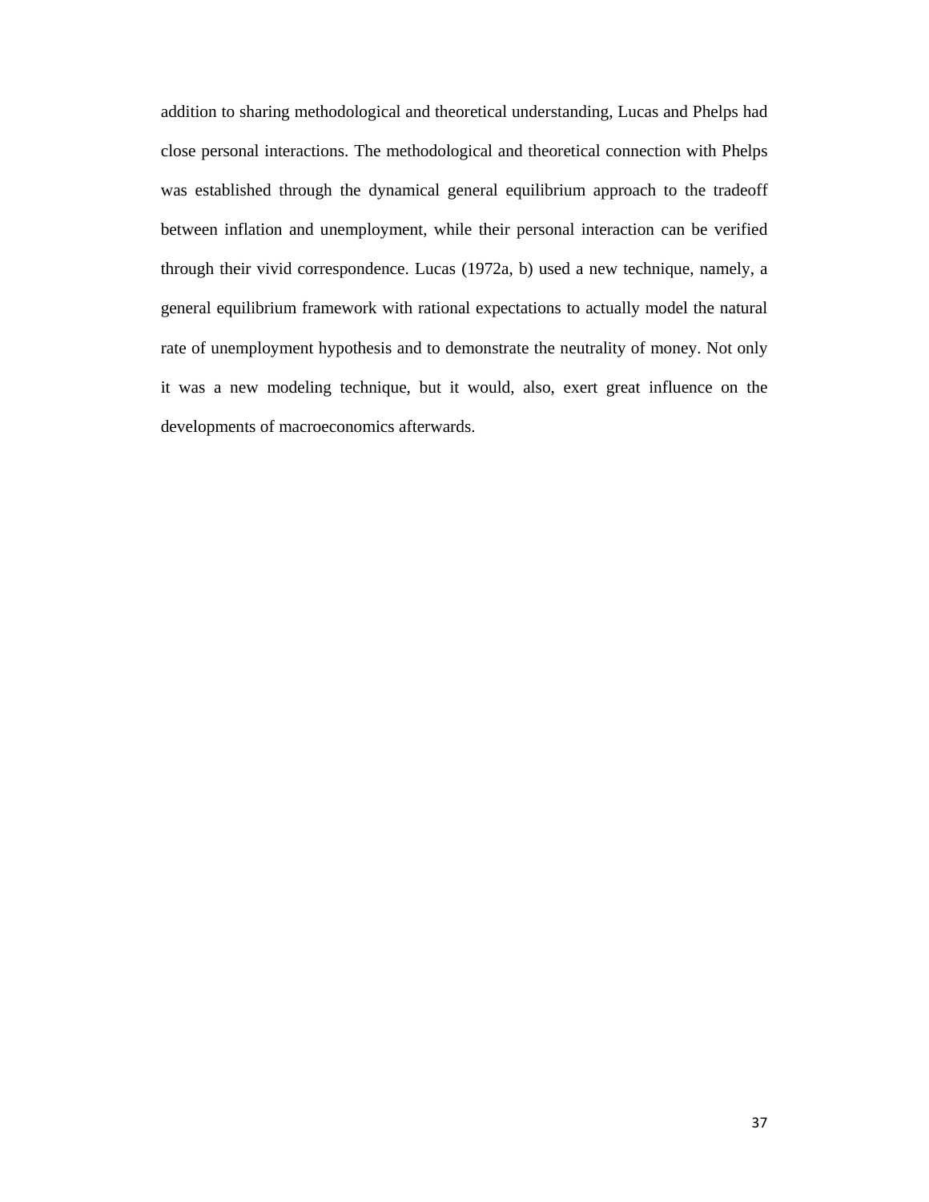addition to sharing methodological and theoretical understanding, Lucas and Phelps had close personal interactions. The methodological and theoretical connection with Phelps was established through the dynamical general equilibrium approach to the tradeoff between inflation and unemployment, while their personal interaction can be verified through their vivid correspondence. Lucas (1972a, b) used a new technique, namely, a general equilibrium framework with rational expectations to actually model the natural rate of unemployment hypothesis and to demonstrate the neutrality of money. Not only it was a new modeling technique, but it would, also, exert great influence on the developments of macroeconomics afterwards.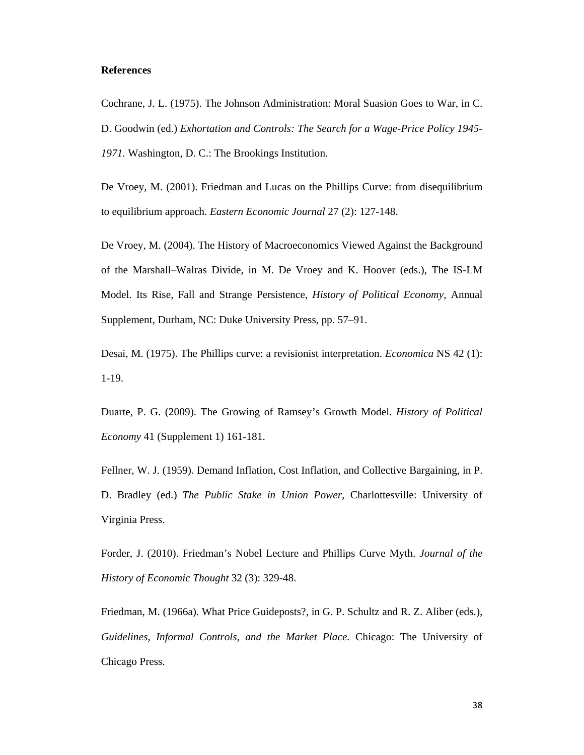**References**

Cochrane, J. L. (1975). The Johnson Administration: Moral Suasion Goes to War, in C. D. Goodwin (ed.) *Exhortation and Controls: The Search for a Wage-Price Policy 1945-1971.* Washington, D. C.: The Brookings Institution.

De Vroey, M. (2001). Friedman and Lucas on the Phillips Curve: from disequilibrium to equilibrium approach. *Eastern Economic Journal* 27 (2): 127-148.

De Vroey, M. (2004). The History of Macroeconomics Viewed Against the Background of the Marshall–Walras Divide, in M. De Vroey and K. Hoover (eds.), The IS-LM Model. Its Rise, Fall and Strange Persistence, *History of Political Economy,* Annual Supplement, Durham, NC: Duke University Press, pp. 57–91.

Desai, M. (1975). The Phillips curve: a revisionist interpretation. *Economica* NS 42 (1): 1-19.

Duarte, P. G. (2009). The Growing of Ramsey's Growth Model. *History of Political Economy* 41 (Supplement 1) 161-181.

Fellner, W. J. (1959). Demand Inflation, Cost Inflation, and Collective Bargaining, in P. D. Bradley (ed.) *The Public Stake in Union Power,* Charlottesville: University of Virginia Press.

Forder, J. (2010). Friedman's Nobel Lecture and Phillips Curve Myth. *Journal of the History of Economic Thought* 32 (3): 329-48.

Friedman, M. (1966a). What Price Guideposts?, in G. P. Schultz and R. Z. Aliber (eds.), *Guidelines, Informal Controls, and the Market Place.* Chicago: The University of Chicago Press.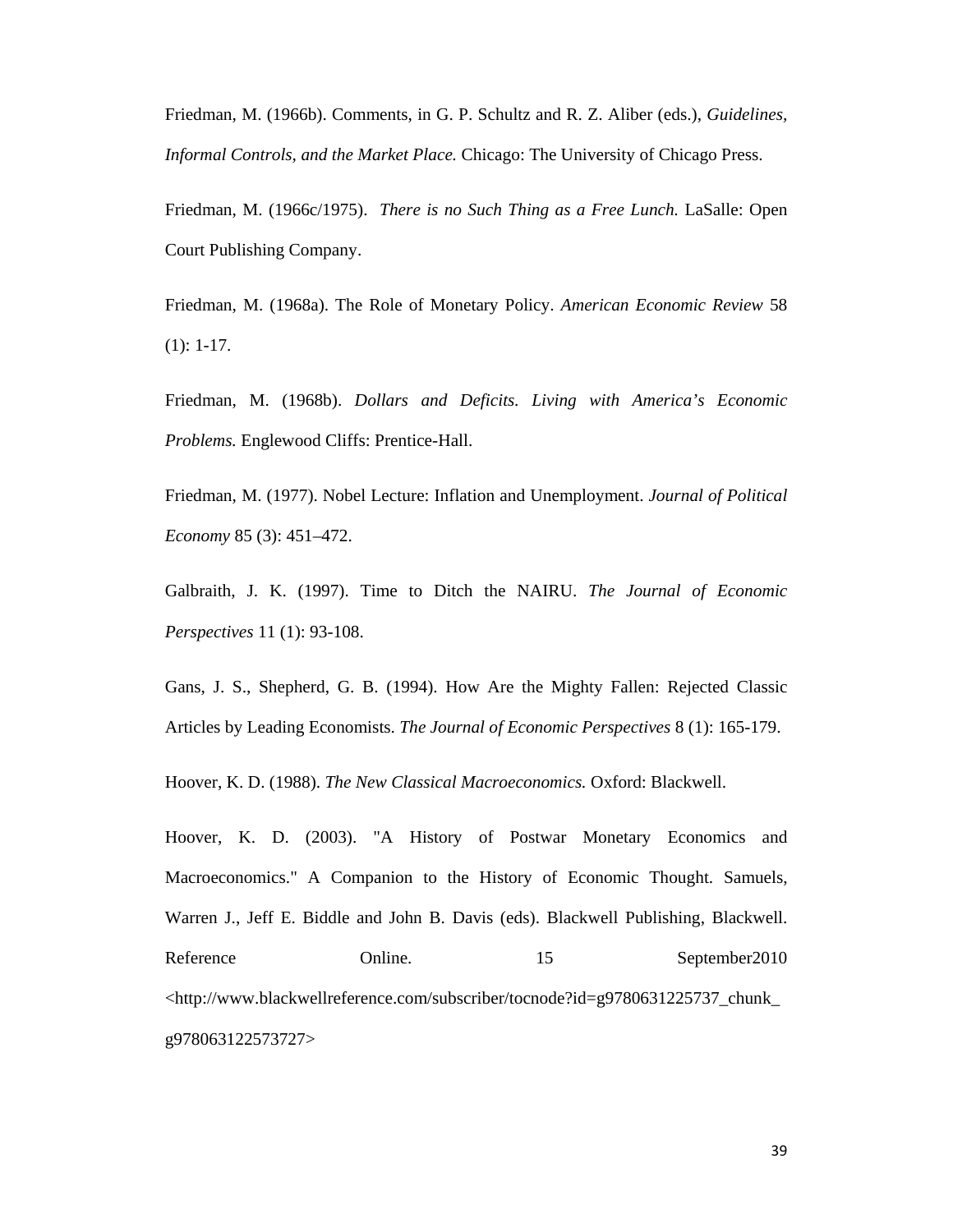Friedman, M. (1966b). Comments, in G. P. Schultz and R. Z. Aliber (eds.), *Guidelines, Informal Controls, and the Market Place.* Chicago: The University of Chicago Press.

Friedman, M. (1966c/1975). *There is no Such Thing as a Free Lunch.* LaSalle: Open Court Publishing Company.

Friedman, M. (1968a). The Role of Monetary Policy. *American Economic Review* 58 (1): 1-17.

Friedman, M. (1968b). *Dollars and Deficits. Living with America's Economic Problems.* Englewood Cliffs: Prentice-Hall.

Friedman, M. (1977). Nobel Lecture: Inflation and Unemployment. *Journal of Political Economy* 85 (3): 451–472.

Galbraith, J. K. (1997). Time to Ditch the NAIRU. *The Journal of Economic Perspectives* 11 (1): 93-108.

Gans, J. S., Shepherd, G. B. (1994). How Are the Mighty Fallen: Rejected Classic Articles by Leading Economists. *The Journal of Economic Perspectives* 8 (1): 165-179.

Hoover, K. D. (1988). *The New Classical Macroeconomics.* Oxford: Blackwell.

Hoover, K. D. (2003). "A History of Postwar Monetary Economics and Macroeconomics." A Companion to the History of Economic Thought. Samuels, Warren J., Jeff E. Biddle and John B. Davis (eds). Blackwell Publishing, Blackwell. Reference Online. 15 September2010 <http://www.blackwellreference.com/subscriber/tocnode?id=g9780631225737_chunk_g978063122573727>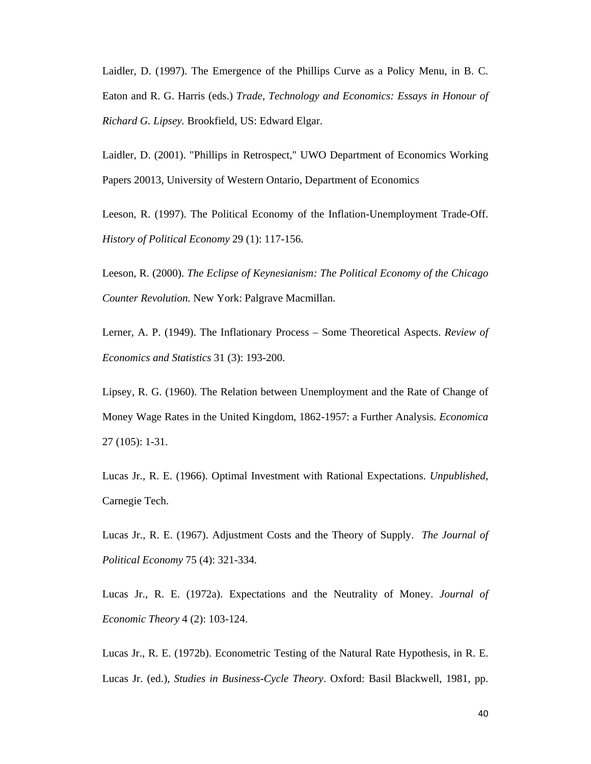Laidler, D. (1997). The Emergence of the Phillips Curve as a Policy Menu, in B. C. Eaton and R. G. Harris (eds.) *Trade, Technology and Economics: Essays in Honour of Richard G. Lipsey*. Brookfield, US: Edward Elgar.

Laidler, D. (2001). "Phillips in Retrospect," UWO Department of Economics Working Papers 20013, University of Western Ontario, Department of Economics

Leeson, R. (1997). The Political Economy of the Inflation-Unemployment Trade-Off. *History of Political Economy* 29 (1): 117-156.

Leeson, R. (2000). *The Eclipse of Keynesianism: The Political Economy of the Chicago Counter Revolution.* New York: Palgrave Macmillan.

Lerner, A. P. (1949). The Inflationary Process – Some Theoretical Aspects. *Review of Economics and Statistics* 31 (3): 193-200.

Lipsey, R. G. (1960). The Relation between Unemployment and the Rate of Change of Money Wage Rates in the United Kingdom, 1862-1957: a Further Analysis. *Economica* 27 (105): 1-31.

Lucas Jr., R. E. (1966). Optimal Investment with Rational Expectations. *Unpublished*, Carnegie Tech.

Lucas Jr., R. E. (1967). Adjustment Costs and the Theory of Supply. *The Journal of Political Economy* 75 (4): 321-334.

Lucas Jr., R. E. (1972a). Expectations and the Neutrality of Money. *Journal of Economic Theory* 4 (2): 103-124.

Lucas Jr., R. E. (1972b). Econometric Testing of the Natural Rate Hypothesis, in R. E. Lucas Jr. (ed.), *Studies in Business-Cycle Theory*. Oxford: Basil Blackwell, 1981, pp.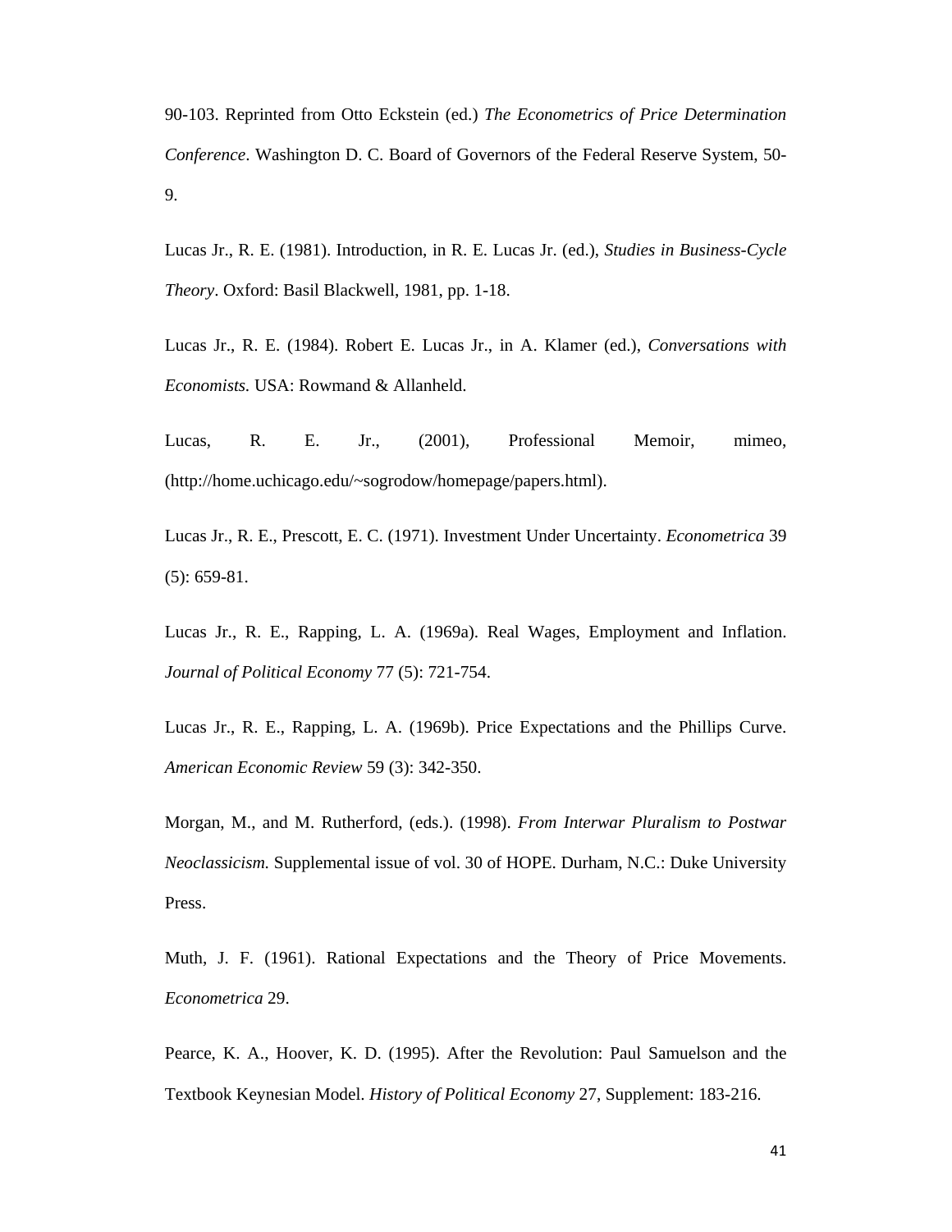90-103. Reprinted from Otto Eckstein (ed.) *The Econometrics of Price Determination Conference*. Washington D. C. Board of Governors of the Federal Reserve System, 50-9.

Lucas Jr., R. E. (1981). Introduction, in R. E. Lucas Jr. (ed.), *Studies in Business-Cycle Theory*. Oxford: Basil Blackwell, 1981, pp. 1-18.

Lucas Jr., R. E. (1984). Robert E. Lucas Jr., in A. Klamer (ed.), *Conversations with Economists.* USA: Rowmand & Allanheld.

Lucas, R. E. Jr., (2001), Professional Memoir, mimeo, (http://home.uchicago.edu/~sogrodow/homepage/papers.html).

Lucas Jr., R. E., Prescott, E. C. (1971). Investment Under Uncertainty. *Econometrica* 39 (5): 659-81.

Lucas Jr., R. E., Rapping, L. A. (1969a). Real Wages, Employment and Inflation. *Journal of Political Economy* 77 (5): 721-754.

Lucas Jr., R. E., Rapping, L. A. (1969b). Price Expectations and the Phillips Curve. *American Economic Review* 59 (3): 342-350.

Morgan, M., and M. Rutherford, (eds.). (1998). *From Interwar Pluralism to Postwar Neoclassicism.* Supplemental issue of vol. 30 of HOPE. Durham, N.C.: Duke University Press.

Muth, J. F. (1961). Rational Expectations and the Theory of Price Movements. *Econometrica* 29.

Pearce, K. A., Hoover, K. D. (1995). After the Revolution: Paul Samuelson and the Textbook Keynesian Model. *History of Political Economy* 27, Supplement: 183-216.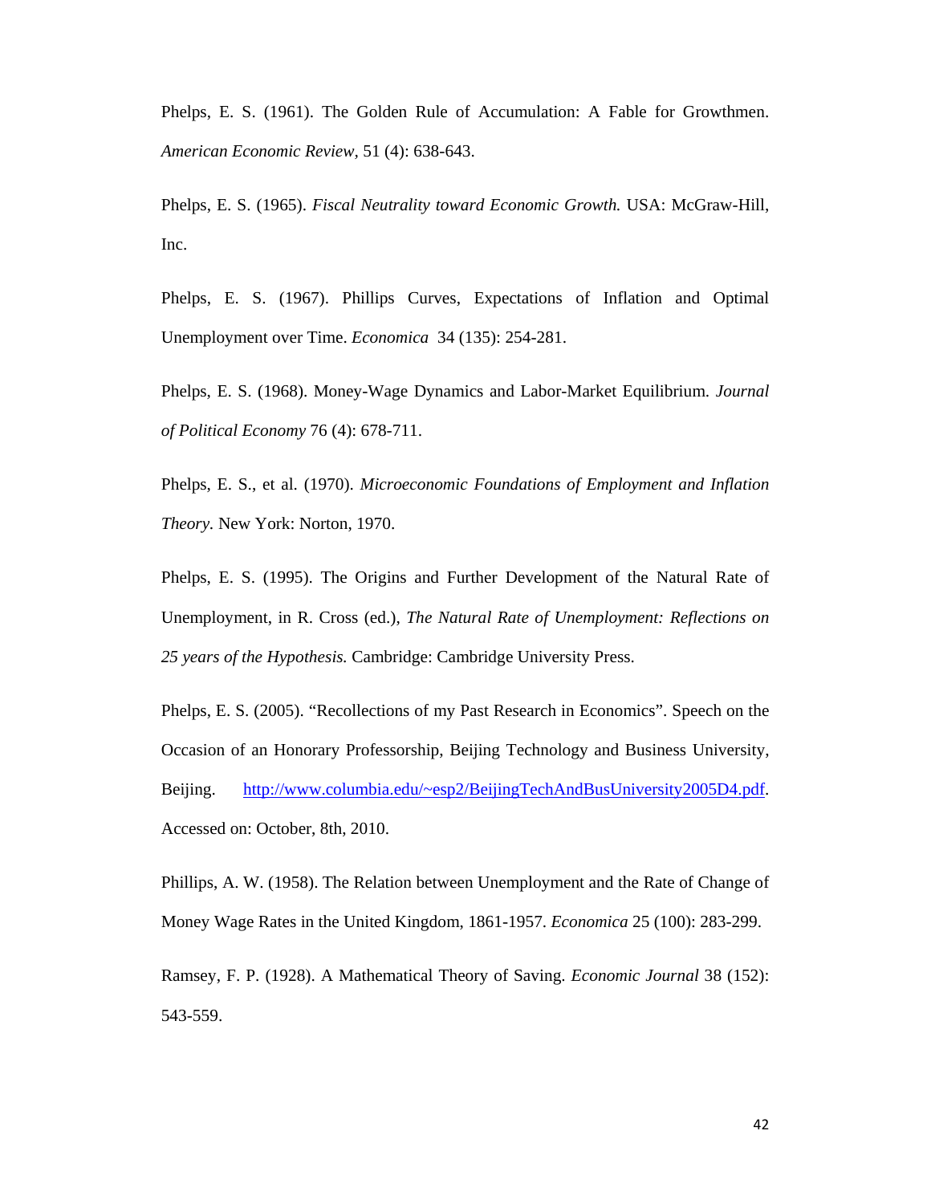Phelps, E. S. (1961). The Golden Rule of Accumulation: A Fable for Growthmen. *American Economic Review*, 51 (4): 638-643.

Phelps, E. S. (1965). *Fiscal Neutrality toward Economic Growth.* USA: McGraw-Hill, Inc.

Phelps, E. S. (1967). Phillips Curves, Expectations of Inflation and Optimal Unemployment over Time. *Economica* 34 (135): 254-281.

Phelps, E. S. (1968). Money-Wage Dynamics and Labor-Market Equilibrium. *Journal of Political Economy* 76 (4): 678-711.

Phelps, E. S., et al. (1970). *Microeconomic Foundations of Employment and Inflation Theory*. New York: Norton, 1970.

Phelps, E. S. (1995). The Origins and Further Development of the Natural Rate of Unemployment, in R. Cross (ed.), *The Natural Rate of Unemployment: Reflections on 25 years of the Hypothesis.* Cambridge: Cambridge University Press.

Phelps, E. S. (2005). "Recollections of my Past Research in Economics". Speech on the Occasion of an Honorary Professorship, Beijing Technology and Business University, Beijing. http://www.columbia.edu/~esp2/BeijingTechAndBusUniversity2005D4.pdf. Accessed on: October, 8th, 2010.

Phillips, A. W. (1958). The Relation between Unemployment and the Rate of Change of Money Wage Rates in the United Kingdom, 1861-1957. *Economica* 25 (100): 283-299.

Ramsey, F. P. (1928). A Mathematical Theory of Saving. *Economic Journal* 38 (152): 543-559.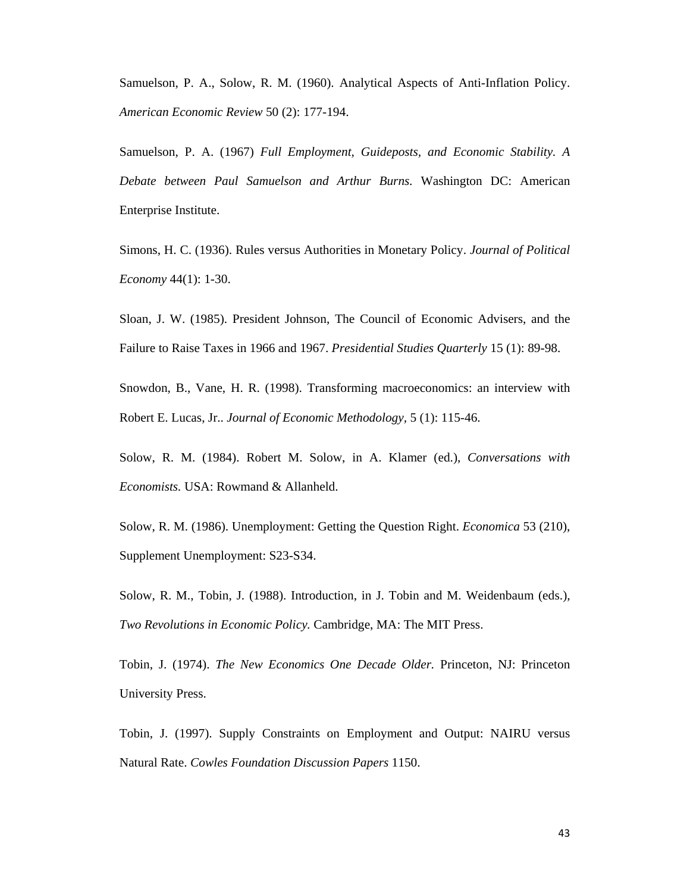Samuelson, P. A., Solow, R. M. (1960). Analytical Aspects of Anti-Inflation Policy. *American Economic Review* 50 (2): 177-194.

Samuelson, P. A. (1967) *Full Employment, Guideposts, and Economic Stability. A Debate between Paul Samuelson and Arthur Burns.* Washington DC: American Enterprise Institute.

Simons, H. C. (1936). Rules versus Authorities in Monetary Policy. *Journal of Political Economy* 44(1): 1-30.

Sloan, J. W. (1985). President Johnson, The Council of Economic Advisers, and the Failure to Raise Taxes in 1966 and 1967. *Presidential Studies Quarterly* 15 (1): 89-98.

Snowdon, B., Vane, H. R. (1998). Transforming macroeconomics: an interview with Robert E. Lucas, Jr.. *Journal of Economic Methodology*, 5 (1): 115-46.

Solow, R. M. (1984). Robert M. Solow, in A. Klamer (ed.), *Conversations with Economists.* USA: Rowmand & Allanheld.

Solow, R. M. (1986). Unemployment: Getting the Question Right. *Economica* 53 (210), Supplement Unemployment: S23-S34.

Solow, R. M., Tobin, J. (1988). Introduction, in J. Tobin and M. Weidenbaum (eds.), *Two Revolutions in Economic Policy.* Cambridge, MA: The MIT Press.

Tobin, J. (1974). *The New Economics One Decade Older.* Princeton, NJ: Princeton University Press.

Tobin, J. (1997). Supply Constraints on Employment and Output: NAIRU versus Natural Rate. *Cowles Foundation Discussion Papers* 1150.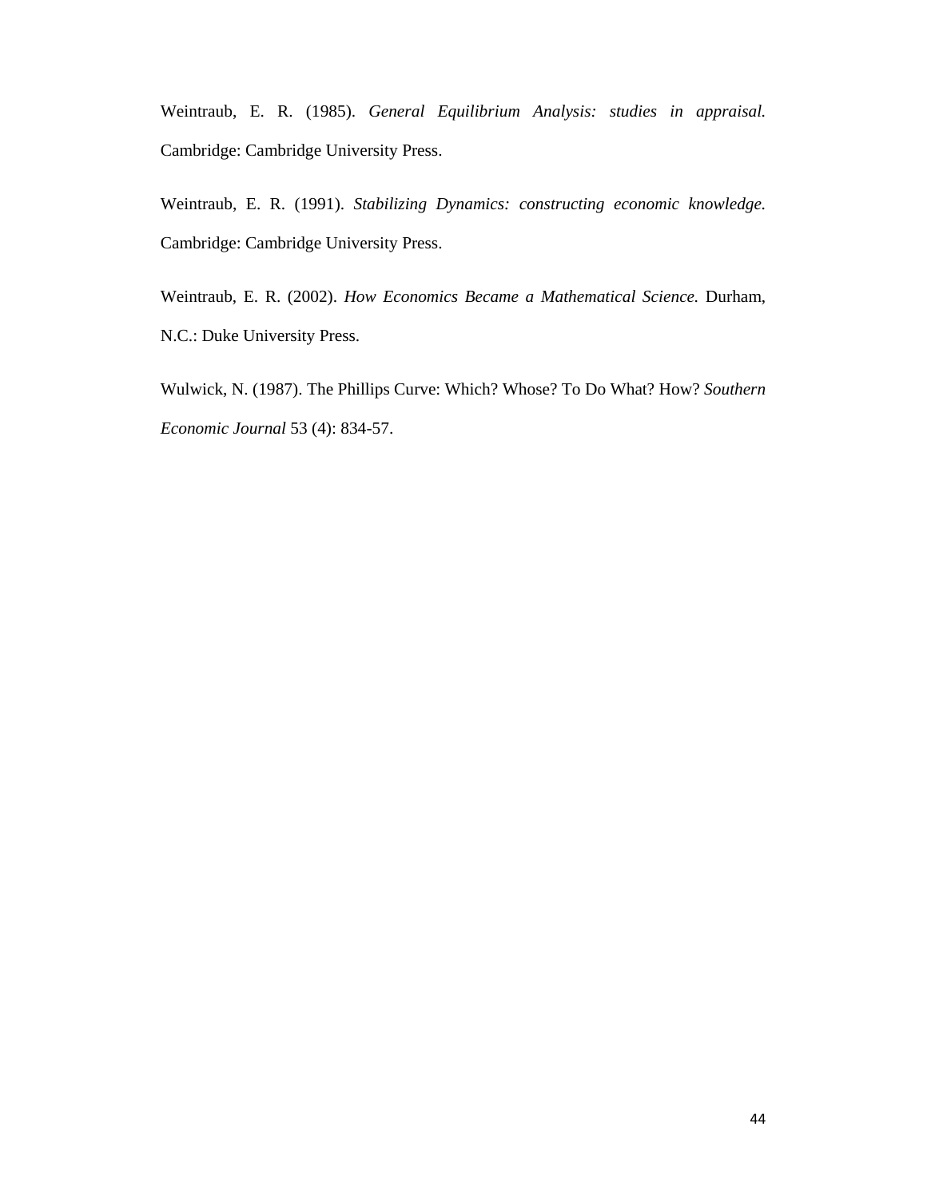Weintraub, E. R. (1985). *General Equilibrium Analysis: studies in appraisal.* Cambridge: Cambridge University Press.

Weintraub, E. R. (1991). *Stabilizing Dynamics: constructing economic knowledge.* Cambridge: Cambridge University Press.

Weintraub, E. R. (2002). *How Economics Became a Mathematical Science.* Durham, N.C.: Duke University Press.

Wulwick, N. (1987). The Phillips Curve: Which? Whose? To Do What? How? *Southern Economic Journal* 53 (4): 834-57.